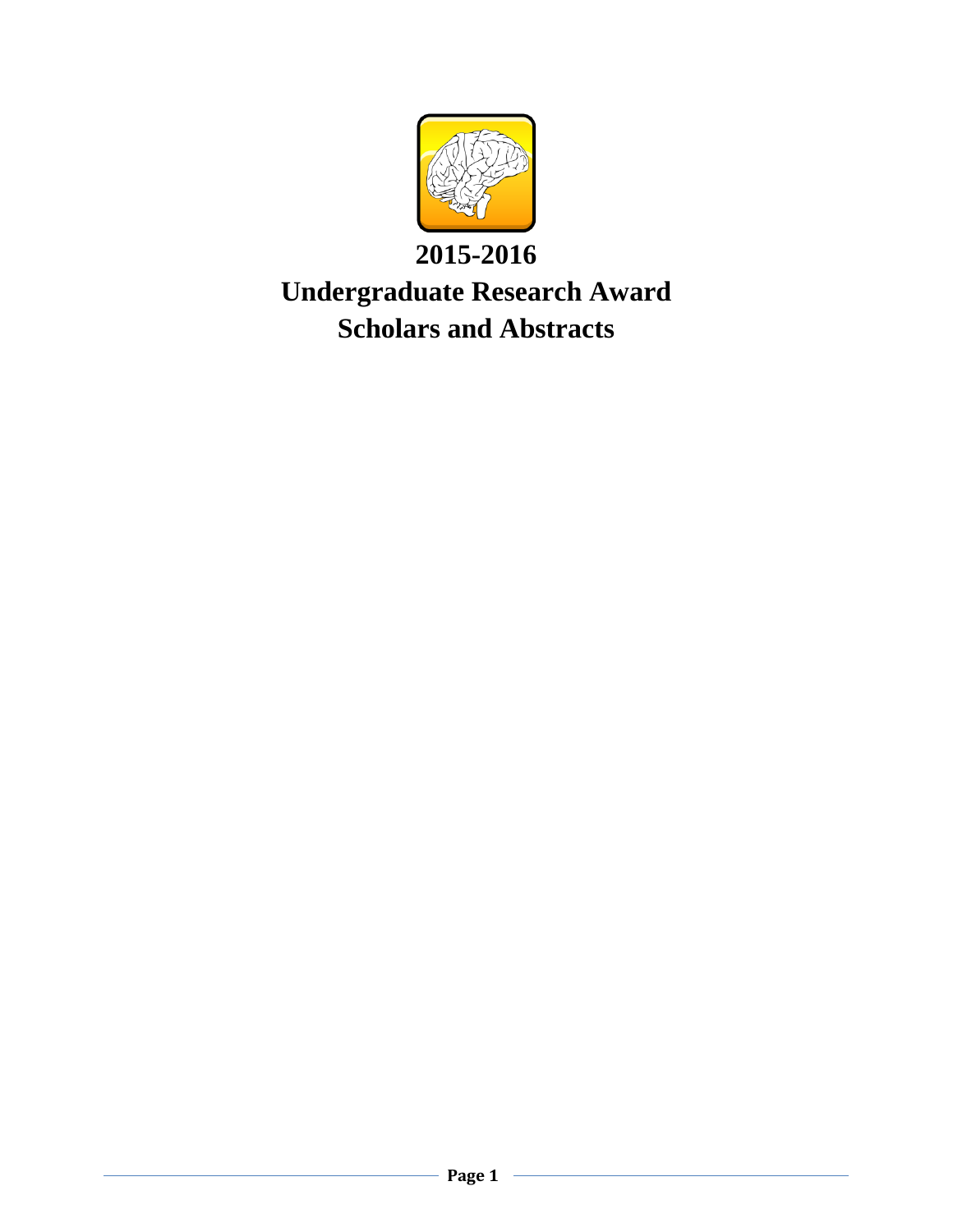# 2015-2016

# Undergraduate Research Award

# Scholars and Abstracts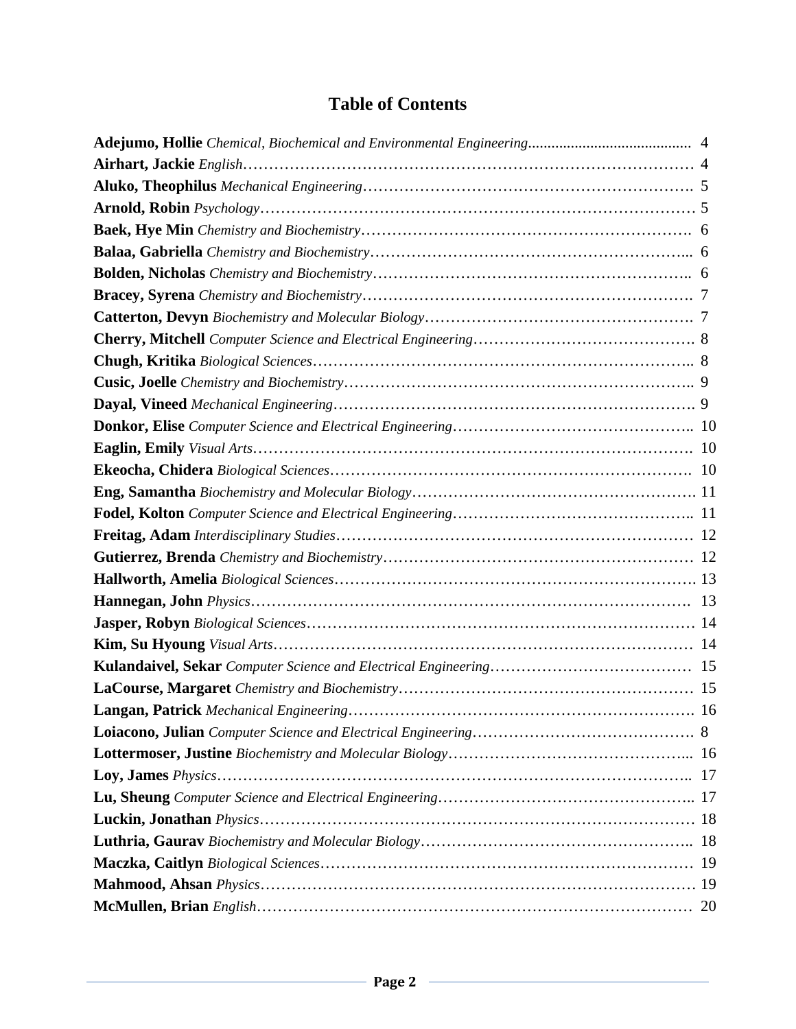# Table of Contents

**Adejumo, Hollie** *Chemical, Biochemical and Environmental Engineering*.......................................... 4
**Airhart, Jackie** *English*…………………………………………………………………………… 4
**Aluko, Theophilus** *Mechanical Engineering*……………………………………………………. 5
**Arnold, Robin** *Psychology*………………………………………………………………………… 5
**Baek, Hye Min** *Chemistry and Biochemistry*……………………………………………………. 6
**Balaa, Gabriella** *Chemistry and Biochemistry*…………………………………………………... 6
**Bolden, Nicholas** *Chemistry and Biochemistry*………………………………………………….. 6
**Bracey, Syrena** *Chemistry and Biochemistry*……………………………………………………. 7
**Catterton, Devyn** *Biochemistry and Molecular Biology*…………………………………………. 7
**Cherry, Mitchell** *Computer Science and Electrical Engineering*……………………………………. 8
**Chugh, Kritika** *Biological Sciences*……………………………………………………………….. 8
**Cusic, Joelle** *Chemistry and Biochemistry*………………………………………………………….. 9
**Dayal, Vineed** *Mechanical Engineering*…………………………………………………………. 9
**Donkor, Elise** *Computer Science and Electrical Engineering*……………………………………….. 10
**Eaglin, Emily** *Visual Arts*………………………………………………………………………. 10
**Ekeocha, Chidera** *Biological Sciences*…………………………………………………………. 10
**Eng, Samantha** *Biochemistry and Molecular Biology*………………………………………………. 11
**Fodel, Kolton** *Computer Science and Electrical Engineering*……………………………………….. 11
**Freitag, Adam** *Interdisciplinary Studies*………………………………………………………… 12
**Gutierrez, Brenda** *Chemistry and Biochemistry*…………………………………………………… 12
**Hallworth, Amelia** *Biological Sciences*……………………………………………………………. 13
**Hannegan, John** *Physics*…………………………………………………………………………. 13
**Jasper, Robyn** *Biological Sciences*………………………………………………………………… 14
**Kim, Su Hyoung** *Visual Arts*……………………………………………………………………… 14
**Kulandaivel, Sekar** *Computer Science and Electrical Engineering*………………………………… 15
**LaCourse, Margaret** *Chemistry and Biochemistry*………………………………………………. 15
**Langan, Patrick** *Mechanical Engineering*…………………………………………………………. 16
**Loiacono, Julian** *Computer Science and Electrical Engineering*……………………………………. 8
**Lottermoser, Justine** *Biochemistry and Molecular Biology*………………………………………... 16
**Loy, James** *Physics*……………………………………………………………………………….. 17
**Lu, Sheung** *Computer Science and Electrical Engineering*………………………………………….. 17
**Luckin, Jonathan** *Physics*…………………………………………………………………………… 18
**Luthria, Gaurav** *Biochemistry and Molecular Biology*…………………………………………….. 18
**Maczka, Caitlyn** *Biological Sciences*……………………………………………………………… 19
**Mahmood, Ahsan** *Physics*………………………………………………………………………… 19
**McMullen, Brian** *English*………………………………………………………………………… 20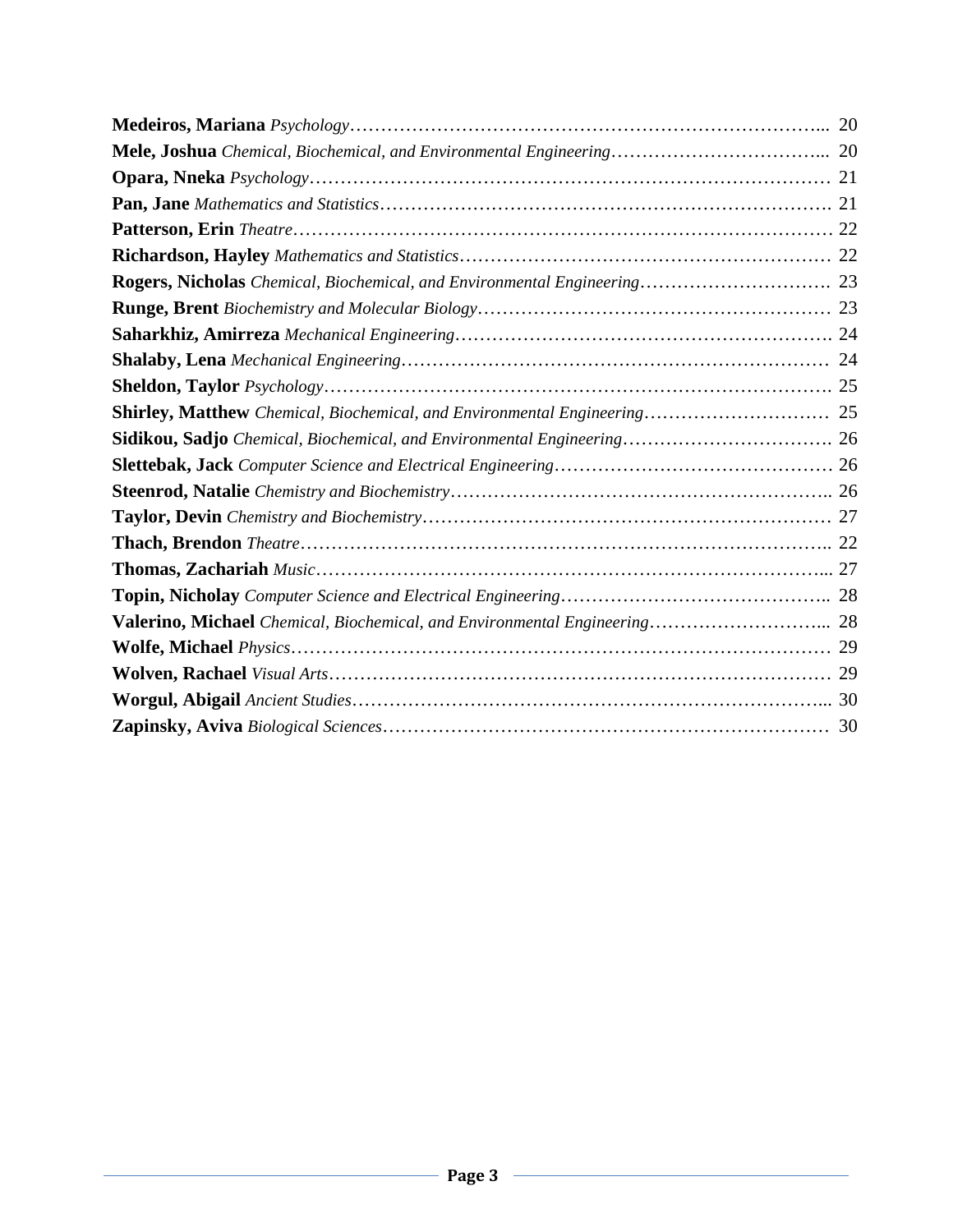**Medeiros, Mariana** *Psychology*…………………………………………………………………... 20
**Mele, Joshua** *Chemical, Biochemical, and Environmental Engineering*……………………………... 20
**Opara, Nneka** *Psychology*………………………………………………………………………… 21
**Pan, Jane** *Mathematics and Statistics*………………………………………………………………. 21
**Patterson, Erin** *Theatre*…………………………………………………………………………… 22
**Richardson, Hayley** *Mathematics and Statistics*…………………………………………………… 22
**Rogers, Nicholas** *Chemical, Biochemical, and Environmental Engineering*…………………………. 23
**Runge, Brent** *Biochemistry and Molecular Biology*………………………………………………… 23
**Saharkhiz, Amirreza** *Mechanical Engineering*……………………………………………………. 24
**Shalaby, Lena** *Mechanical Engineering*…………………………………………………………… 24
**Sheldon, Taylor** *Psychology*………………………………………………………………………. 25
**Shirley, Matthew** *Chemical, Biochemical, and Environmental Engineering*………………………… 25
**Sidikou, Sadjo** *Chemical, Biochemical, and Environmental Engineering*……………………………. 26
**Slettebak, Jack** *Computer Science and Electrical Engineering*……………………………………… 26
**Steenrod, Natalie** *Chemistry and Biochemistry*…………………………………………………….. 26
**Taylor, Devin** *Chemistry and Biochemistry*………………………………………………………… 27
**Thach, Brendon** *Theatre*………………………………………………………………………….. 22
**Thomas, Zachariah** *Music*…………………………………………………………………………... 27
**Topin, Nicholay** *Computer Science and Electrical Engineering*…………………………………….. 28
**Valerino, Michael** *Chemical, Biochemical, and Environmental Engineering*………………………... 28
**Wolfe, Michael** *Physics*…………………………………………………………………………… 29
**Wolven, Rachael** *Visual Arts*………………………………………………………………………… 29
**Worgul, Abigail** *Ancient Studies*…………………………………………………………………... 30
**Zapinsky, Aviva** *Biological Sciences*……………………………………………………………… 30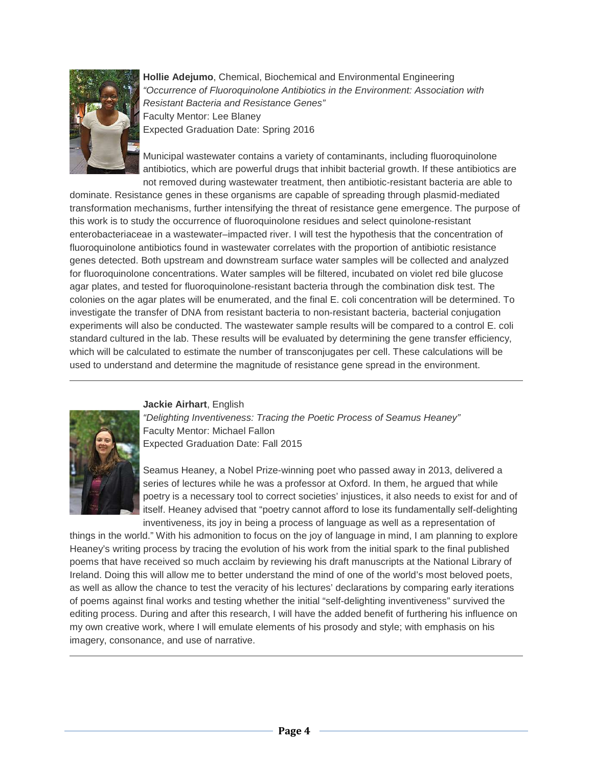**Hollie Adejumo**, Chemical, Biochemical and Environmental Engineering
*"Occurrence of Fluoroquinolone Antibiotics in the Environment: Association with Resistant Bacteria and Resistance Genes"*
Faculty Mentor: Lee Blaney
Expected Graduation Date: Spring 2016

Municipal wastewater contains a variety of contaminants, including fluoroquinolone antibiotics, which are powerful drugs that inhibit bacterial growth. If these antibiotics are not removed during wastewater treatment, then antibiotic-resistant bacteria are able to dominate. Resistance genes in these organisms are capable of spreading through plasmid-mediated transformation mechanisms, further intensifying the threat of resistance gene emergence. The purpose of this work is to study the occurrence of fluoroquinolone residues and select quinolone-resistant enterobacteriaceae in a wastewater–impacted river. I will test the hypothesis that the concentration of fluoroquinolone antibiotics found in wastewater correlates with the proportion of antibiotic resistance genes detected. Both upstream and downstream surface water samples will be collected and analyzed for fluoroquinolone concentrations. Water samples will be filtered, incubated on violet red bile glucose agar plates, and tested for fluoroquinolone-resistant bacteria through the combination disk test. The colonies on the agar plates will be enumerated, and the final E. coli concentration will be determined. To investigate the transfer of DNA from resistant bacteria to non-resistant bacteria, bacterial conjugation experiments will also be conducted. The wastewater sample results will be compared to a control E. coli standard cultured in the lab. These results will be evaluated by determining the gene transfer efficiency, which will be calculated to estimate the number of transconjugates per cell. These calculations will be used to understand and determine the magnitude of resistance gene spread in the environment.

---

**Jackie Airhart**, English
*"Delighting Inventiveness: Tracing the Poetic Process of Seamus Heaney"*
Faculty Mentor: Michael Fallon
Expected Graduation Date: Fall 2015

Seamus Heaney, a Nobel Prize-winning poet who passed away in 2013, delivered a series of lectures while he was a professor at Oxford. In them, he argued that while poetry is a necessary tool to correct societies' injustices, it also needs to exist for and of itself. Heaney advised that "poetry cannot afford to lose its fundamentally self-delighting inventiveness, its joy in being a process of language as well as a representation of things in the world." With his admonition to focus on the joy of language in mind, I am planning to explore Heaney's writing process by tracing the evolution of his work from the initial spark to the final published poems that have received so much acclaim by reviewing his draft manuscripts at the National Library of Ireland. Doing this will allow me to better understand the mind of one of the world's most beloved poets, as well as allow the chance to test the veracity of his lectures' declarations by comparing early iterations of poems against final works and testing whether the initial "self-delighting inventiveness" survived the editing process. During and after this research, I will have the added benefit of furthering his influence on my own creative work, where I will emulate elements of his prosody and style; with emphasis on his imagery, consonance, and use of narrative.

---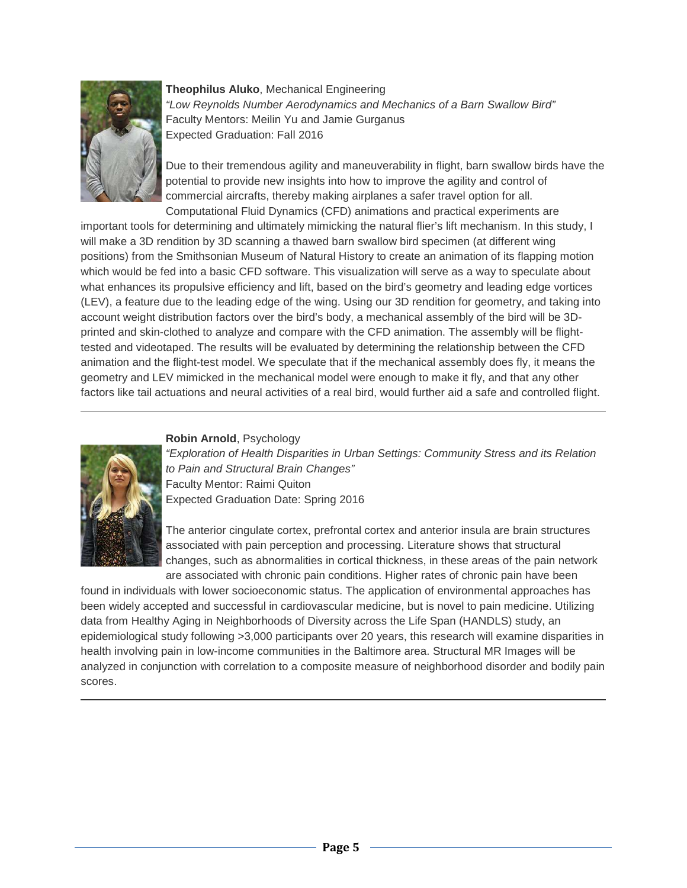**Theophilus Aluko**, Mechanical Engineering
*"Low Reynolds Number Aerodynamics and Mechanics of a Barn Swallow Bird"*
Faculty Mentors: Meilin Yu and Jamie Gurganus
Expected Graduation: Fall 2016

Due to their tremendous agility and maneuverability in flight, barn swallow birds have the potential to provide new insights into how to improve the agility and control of commercial aircrafts, thereby making airplanes a safer travel option for all. Computational Fluid Dynamics (CFD) animations and practical experiments are important tools for determining and ultimately mimicking the natural flier's lift mechanism. In this study, I will make a 3D rendition by 3D scanning a thawed barn swallow bird specimen (at different wing positions) from the Smithsonian Museum of Natural History to create an animation of its flapping motion which would be fed into a basic CFD software. This visualization will serve as a way to speculate about what enhances its propulsive efficiency and lift, based on the bird's geometry and leading edge vortices (LEV), a feature due to the leading edge of the wing. Using our 3D rendition for geometry, and taking into account weight distribution factors over the bird's body, a mechanical assembly of the bird will be 3D-printed and skin-clothed to analyze and compare with the CFD animation. The assembly will be flight-tested and videotaped. The results will be evaluated by determining the relationship between the CFD animation and the flight-test model. We speculate that if the mechanical assembly does fly, it means the geometry and LEV mimicked in the mechanical model were enough to make it fly, and that any other factors like tail actuations and neural activities of a real bird, would further aid a safe and controlled flight.

---

**Robin Arnold**, Psychology
*"Exploration of Health Disparities in Urban Settings: Community Stress and its Relation to Pain and Structural Brain Changes"*
Faculty Mentor: Raimi Quiton
Expected Graduation Date: Spring 2016

The anterior cingulate cortex, prefrontal cortex and anterior insula are brain structures associated with pain perception and processing. Literature shows that structural changes, such as abnormalities in cortical thickness, in these areas of the pain network are associated with chronic pain conditions. Higher rates of chronic pain have been found in individuals with lower socioeconomic status. The application of environmental approaches has been widely accepted and successful in cardiovascular medicine, but is novel to pain medicine. Utilizing data from Healthy Aging in Neighborhoods of Diversity across the Life Span (HANDLS) study, an epidemiological study following >3,000 participants over 20 years, this research will examine disparities in health involving pain in low-income communities in the Baltimore area. Structural MR Images will be analyzed in conjunction with correlation to a composite measure of neighborhood disorder and bodily pain scores.

---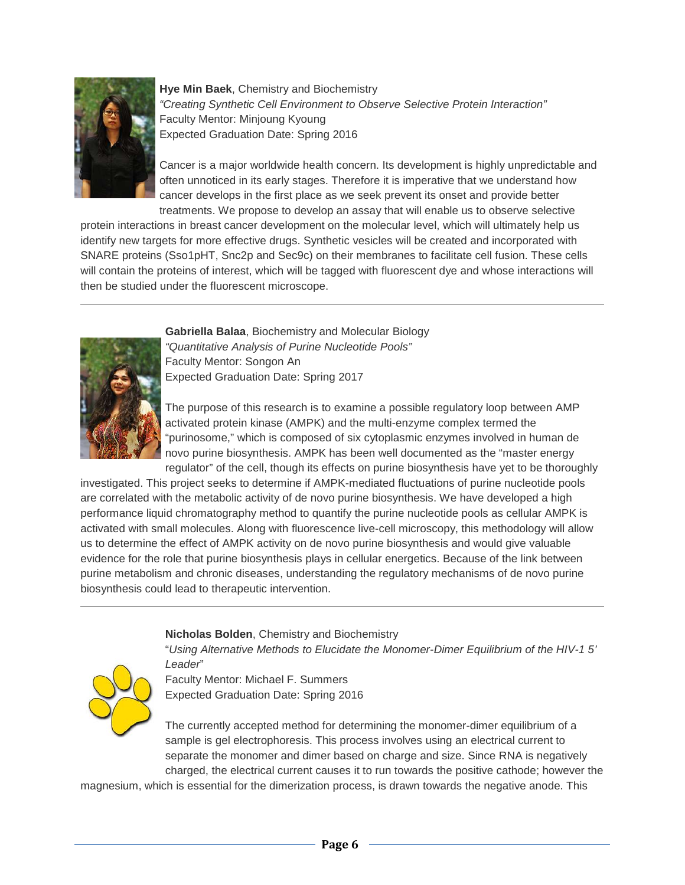**Hye Min Baek**, Chemistry and Biochemistry
*"Creating Synthetic Cell Environment to Observe Selective Protein Interaction"*
Faculty Mentor: Minjoung Kyoung
Expected Graduation Date: Spring 2016

Cancer is a major worldwide health concern. Its development is highly unpredictable and often unnoticed in its early stages. Therefore it is imperative that we understand how cancer develops in the first place as we seek prevent its onset and provide better treatments. We propose to develop an assay that will enable us to observe selective protein interactions in breast cancer development on the molecular level, which will ultimately help us identify new targets for more effective drugs. Synthetic vesicles will be created and incorporated with SNARE proteins (Sso1pHT, Snc2p and Sec9c) on their membranes to facilitate cell fusion. These cells will contain the proteins of interest, which will be tagged with fluorescent dye and whose interactions will then be studied under the fluorescent microscope.

---

**Gabriella Balaa**, Biochemistry and Molecular Biology
*"Quantitative Analysis of Purine Nucleotide Pools"*
Faculty Mentor: Songon An
Expected Graduation Date: Spring 2017

The purpose of this research is to examine a possible regulatory loop between AMP activated protein kinase (AMPK) and the multi-enzyme complex termed the "purinosome," which is composed of six cytoplasmic enzymes involved in human de novo purine biosynthesis. AMPK has been well documented as the "master energy regulator" of the cell, though its effects on purine biosynthesis have yet to be thoroughly investigated. This project seeks to determine if AMPK-mediated fluctuations of purine nucleotide pools are correlated with the metabolic activity of de novo purine biosynthesis. We have developed a high performance liquid chromatography method to quantify the purine nucleotide pools as cellular AMPK is activated with small molecules. Along with fluorescence live-cell microscopy, this methodology will allow us to determine the effect of AMPK activity on de novo purine biosynthesis and would give valuable evidence for the role that purine biosynthesis plays in cellular energetics. Because of the link between purine metabolism and chronic diseases, understanding the regulatory mechanisms of de novo purine biosynthesis could lead to therapeutic intervention.

---

**Nicholas Bolden**, Chemistry and Biochemistry
"*Using Alternative Methods to Elucidate the Monomer-Dimer Equilibrium of the HIV-1 5' Leader*"
Faculty Mentor: Michael F. Summers
Expected Graduation Date: Spring 2016

The currently accepted method for determining the monomer-dimer equilibrium of a sample is gel electrophoresis. This process involves using an electrical current to separate the monomer and dimer based on charge and size. Since RNA is negatively charged, the electrical current causes it to run towards the positive cathode; however the magnesium, which is essential for the dimerization process, is drawn towards the negative anode. This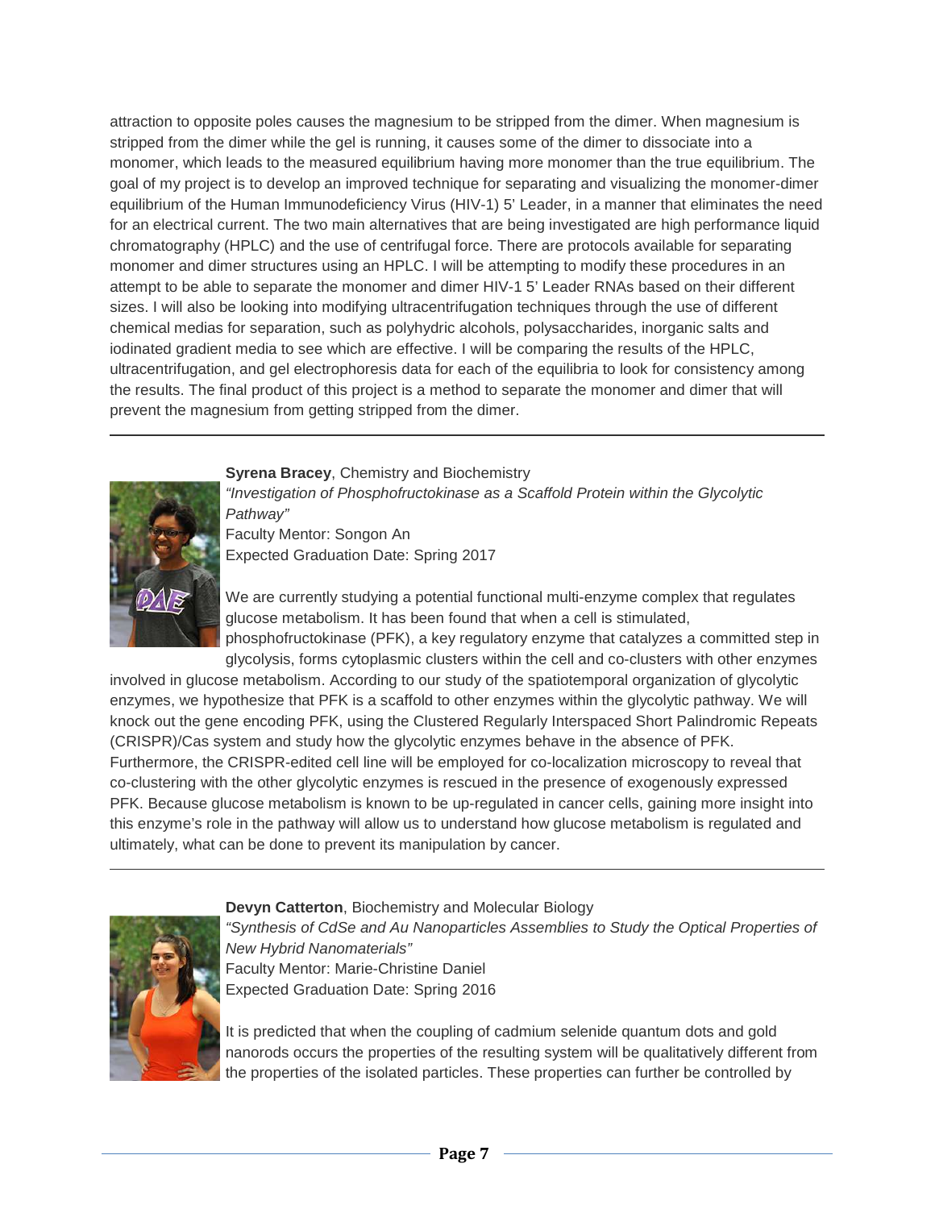attraction to opposite poles causes the magnesium to be stripped from the dimer. When magnesium is stripped from the dimer while the gel is running, it causes some of the dimer to dissociate into a monomer, which leads to the measured equilibrium having more monomer than the true equilibrium. The goal of my project is to develop an improved technique for separating and visualizing the monomer-dimer equilibrium of the Human Immunodeficiency Virus (HIV-1) 5' Leader, in a manner that eliminates the need for an electrical current. The two main alternatives that are being investigated are high performance liquid chromatography (HPLC) and the use of centrifugal force. There are protocols available for separating monomer and dimer structures using an HPLC. I will be attempting to modify these procedures in an attempt to be able to separate the monomer and dimer HIV-1 5' Leader RNAs based on their different sizes. I will also be looking into modifying ultracentrifugation techniques through the use of different chemical medias for separation, such as polyhydric alcohols, polysaccharides, inorganic salts and iodinated gradient media to see which are effective. I will be comparing the results of the HPLC, ultracentrifugation, and gel electrophoresis data for each of the equilibria to look for consistency among the results. The final product of this project is a method to separate the monomer and dimer that will prevent the magnesium from getting stripped from the dimer.

---

**Syrena Bracey**, Chemistry and Biochemistry
*"Investigation of Phosphofructokinase as a Scaffold Protein within the Glycolytic Pathway"*
Faculty Mentor: Songon An
Expected Graduation Date: Spring 2017

We are currently studying a potential functional multi-enzyme complex that regulates glucose metabolism. It has been found that when a cell is stimulated, phosphofructokinase (PFK), a key regulatory enzyme that catalyzes a committed step in glycolysis, forms cytoplasmic clusters within the cell and co-clusters with other enzymes involved in glucose metabolism. According to our study of the spatiotemporal organization of glycolytic enzymes, we hypothesize that PFK is a scaffold to other enzymes within the glycolytic pathway. We will knock out the gene encoding PFK, using the Clustered Regularly Interspaced Short Palindromic Repeats (CRISPR)/Cas system and study how the glycolytic enzymes behave in the absence of PFK. Furthermore, the CRISPR-edited cell line will be employed for co-localization microscopy to reveal that co-clustering with the other glycolytic enzymes is rescued in the presence of exogenously expressed PFK. Because glucose metabolism is known to be up-regulated in cancer cells, gaining more insight into this enzyme's role in the pathway will allow us to understand how glucose metabolism is regulated and ultimately, what can be done to prevent its manipulation by cancer.

---

**Devyn Catterton**, Biochemistry and Molecular Biology
*"Synthesis of CdSe and Au Nanoparticles Assemblies to Study the Optical Properties of New Hybrid Nanomaterials"*
Faculty Mentor: Marie-Christine Daniel
Expected Graduation Date: Spring 2016

It is predicted that when the coupling of cadmium selenide quantum dots and gold nanorods occurs the properties of the resulting system will be qualitatively different from the properties of the isolated particles. These properties can further be controlled by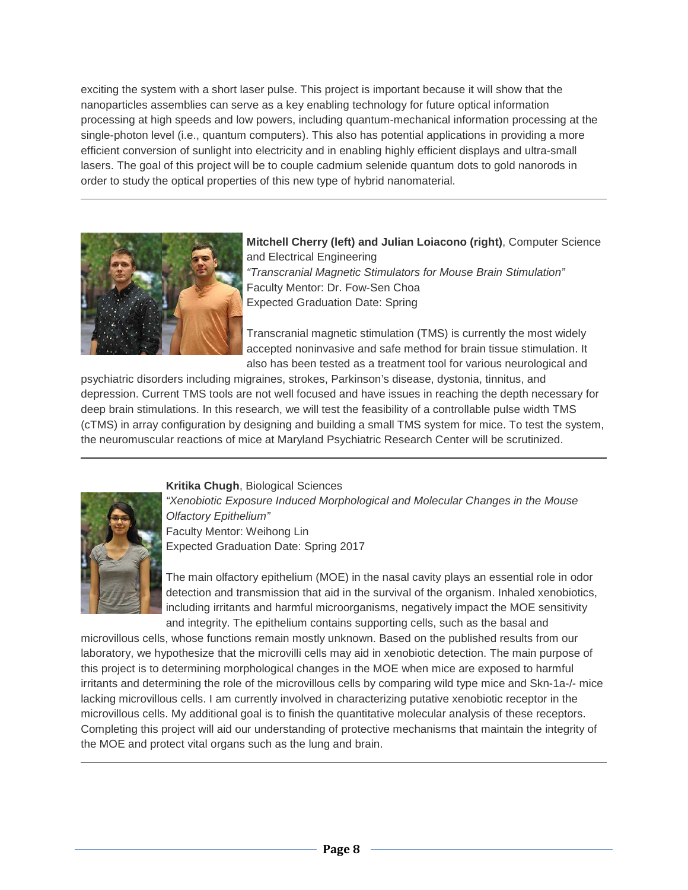exciting the system with a short laser pulse. This project is important because it will show that the nanoparticles assemblies can serve as a key enabling technology for future optical information processing at high speeds and low powers, including quantum-mechanical information processing at the single-photon level (i.e., quantum computers). This also has potential applications in providing a more efficient conversion of sunlight into electricity and in enabling highly efficient displays and ultra-small lasers. The goal of this project will be to couple cadmium selenide quantum dots to gold nanorods in order to study the optical properties of this new type of hybrid nanomaterial.

---

**Mitchell Cherry (left) and Julian Loiacono (right)**, Computer Science and Electrical Engineering
*"Transcranial Magnetic Stimulators for Mouse Brain Stimulation"*
Faculty Mentor: Dr. Fow-Sen Choa
Expected Graduation Date: Spring

Transcranial magnetic stimulation (TMS) is currently the most widely accepted noninvasive and safe method for brain tissue stimulation. It also has been tested as a treatment tool for various neurological and psychiatric disorders including migraines, strokes, Parkinson's disease, dystonia, tinnitus, and depression. Current TMS tools are not well focused and have issues in reaching the depth necessary for deep brain stimulations. In this research, we will test the feasibility of a controllable pulse width TMS (cTMS) in array configuration by designing and building a small TMS system for mice. To test the system, the neuromuscular reactions of mice at Maryland Psychiatric Research Center will be scrutinized.

---

**Kritika Chugh**, Biological Sciences
*"Xenobiotic Exposure Induced Morphological and Molecular Changes in the Mouse Olfactory Epithelium"*
Faculty Mentor: Weihong Lin
Expected Graduation Date: Spring 2017

The main olfactory epithelium (MOE) in the nasal cavity plays an essential role in odor detection and transmission that aid in the survival of the organism. Inhaled xenobiotics, including irritants and harmful microorganisms, negatively impact the MOE sensitivity and integrity. The epithelium contains supporting cells, such as the basal and microvillous cells, whose functions remain mostly unknown. Based on the published results from our laboratory, we hypothesize that the microvilli cells may aid in xenobiotic detection. The main purpose of this project is to determining morphological changes in the MOE when mice are exposed to harmful irritants and determining the role of the microvillous cells by comparing wild type mice and Skn-1a-/- mice lacking microvillous cells. I am currently involved in characterizing putative xenobiotic receptor in the microvillous cells. My additional goal is to finish the quantitative molecular analysis of these receptors. Completing this project will aid our understanding of protective mechanisms that maintain the integrity of the MOE and protect vital organs such as the lung and brain.

---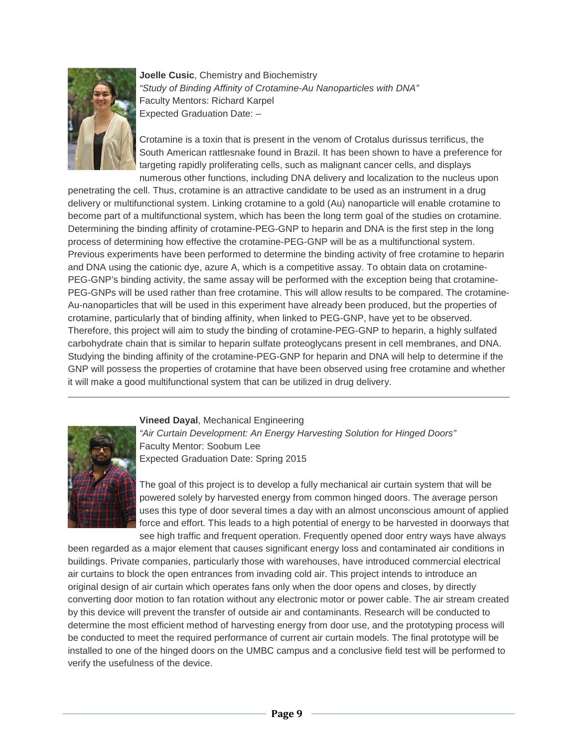**Joelle Cusic**, Chemistry and Biochemistry
*"Study of Binding Affinity of Crotamine-Au Nanoparticles with DNA"*
Faculty Mentors: Richard Karpel
Expected Graduation Date: –

Crotamine is a toxin that is present in the venom of Crotalus durissus terrificus, the South American rattlesnake found in Brazil. It has been shown to have a preference for targeting rapidly proliferating cells, such as malignant cancer cells, and displays numerous other functions, including DNA delivery and localization to the nucleus upon penetrating the cell. Thus, crotamine is an attractive candidate to be used as an instrument in a drug delivery or multifunctional system. Linking crotamine to a gold (Au) nanoparticle will enable crotamine to become part of a multifunctional system, which has been the long term goal of the studies on crotamine. Determining the binding affinity of crotamine-PEG-GNP to heparin and DNA is the first step in the long process of determining how effective the crotamine-PEG-GNP will be as a multifunctional system. Previous experiments have been performed to determine the binding activity of free crotamine to heparin and DNA using the cationic dye, azure A, which is a competitive assay. To obtain data on crotamine-PEG-GNP's binding activity, the same assay will be performed with the exception being that crotamine-PEG-GNPs will be used rather than free crotamine. This will allow results to be compared. The crotamine-Au-nanoparticles that will be used in this experiment have already been produced, but the properties of crotamine, particularly that of binding affinity, when linked to PEG-GNP, have yet to be observed. Therefore, this project will aim to study the binding of crotamine-PEG-GNP to heparin, a highly sulfated carbohydrate chain that is similar to heparin sulfate proteoglycans present in cell membranes, and DNA. Studying the binding affinity of the crotamine-PEG-GNP for heparin and DNA will help to determine if the GNP will possess the properties of crotamine that have been observed using free crotamine and whether it will make a good multifunctional system that can be utilized in drug delivery.

---

**Vineed Dayal**, Mechanical Engineering
*"Air Curtain Development: An Energy Harvesting Solution for Hinged Doors"*
Faculty Mentor: Soobum Lee
Expected Graduation Date: Spring 2015

The goal of this project is to develop a fully mechanical air curtain system that will be powered solely by harvested energy from common hinged doors. The average person uses this type of door several times a day with an almost unconscious amount of applied force and effort. This leads to a high potential of energy to be harvested in doorways that see high traffic and frequent operation. Frequently opened door entry ways have always been regarded as a major element that causes significant energy loss and contaminated air conditions in buildings. Private companies, particularly those with warehouses, have introduced commercial electrical air curtains to block the open entrances from invading cold air. This project intends to introduce an original design of air curtain which operates fans only when the door opens and closes, by directly converting door motion to fan rotation without any electronic motor or power cable. The air stream created by this device will prevent the transfer of outside air and contaminants. Research will be conducted to determine the most efficient method of harvesting energy from door use, and the prototyping process will be conducted to meet the required performance of current air curtain models. The final prototype will be installed to one of the hinged doors on the UMBC campus and a conclusive field test will be performed to verify the usefulness of the device.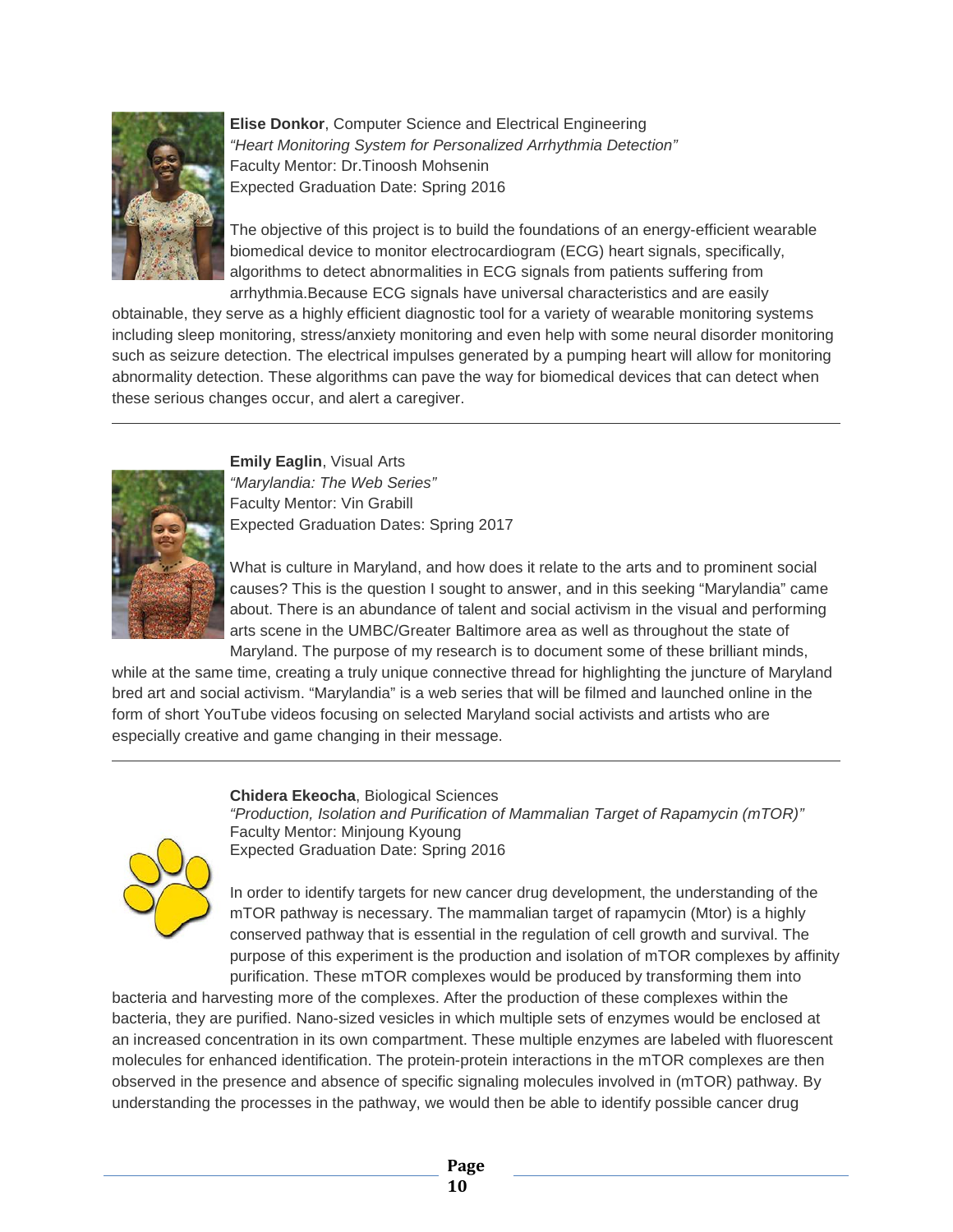**Elise Donkor**, Computer Science and Electrical Engineering
*"Heart Monitoring System for Personalized Arrhythmia Detection"*
Faculty Mentor: Dr.Tinoosh Mohsenin
Expected Graduation Date: Spring 2016

The objective of this project is to build the foundations of an energy-efficient wearable biomedical device to monitor electrocardiogram (ECG) heart signals, specifically, algorithms to detect abnormalities in ECG signals from patients suffering from arrhythmia.Because ECG signals have universal characteristics and are easily obtainable, they serve as a highly efficient diagnostic tool for a variety of wearable monitoring systems including sleep monitoring, stress/anxiety monitoring and even help with some neural disorder monitoring such as seizure detection. The electrical impulses generated by a pumping heart will allow for monitoring abnormality detection. These algorithms can pave the way for biomedical devices that can detect when these serious changes occur, and alert a caregiver.

---

**Emily Eaglin**, Visual Arts
*"Marylandia: The Web Series"*
Faculty Mentor: Vin Grabill
Expected Graduation Dates: Spring 2017

What is culture in Maryland, and how does it relate to the arts and to prominent social causes? This is the question I sought to answer, and in this seeking "Marylandia" came about. There is an abundance of talent and social activism in the visual and performing arts scene in the UMBC/Greater Baltimore area as well as throughout the state of Maryland. The purpose of my research is to document some of these brilliant minds, while at the same time, creating a truly unique connective thread for highlighting the juncture of Maryland bred art and social activism. "Marylandia" is a web series that will be filmed and launched online in the form of short YouTube videos focusing on selected Maryland social activists and artists who are especially creative and game changing in their message.

---

**Chidera Ekeocha**, Biological Sciences
*"Production, Isolation and Purification of Mammalian Target of Rapamycin (mTOR)"*
Faculty Mentor: Minjoung Kyoung
Expected Graduation Date: Spring 2016

In order to identify targets for new cancer drug development, the understanding of the mTOR pathway is necessary. The mammalian target of rapamycin (Mtor) is a highly conserved pathway that is essential in the regulation of cell growth and survival. The purpose of this experiment is the production and isolation of mTOR complexes by affinity purification. These mTOR complexes would be produced by transforming them into bacteria and harvesting more of the complexes. After the production of these complexes within the bacteria, they are purified. Nano-sized vesicles in which multiple sets of enzymes would be enclosed at an increased concentration in its own compartment. These multiple enzymes are labeled with fluorescent molecules for enhanced identification. The protein-protein interactions in the mTOR complexes are then observed in the presence and absence of specific signaling molecules involved in (mTOR) pathway. By understanding the processes in the pathway, we would then be able to identify possible cancer drug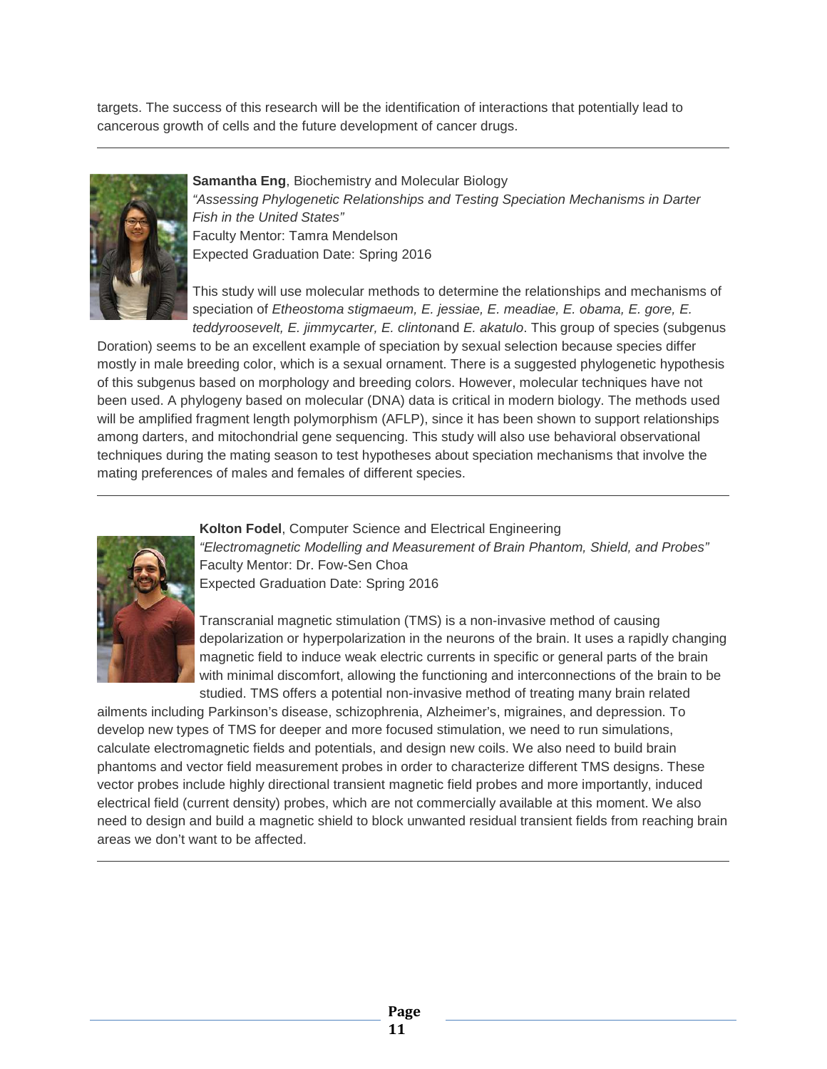targets. The success of this research will be the identification of interactions that potentially lead to cancerous growth of cells and the future development of cancer drugs.

---

**Samantha Eng**, Biochemistry and Molecular Biology
*"Assessing Phylogenetic Relationships and Testing Speciation Mechanisms in Darter Fish in the United States"*
Faculty Mentor: Tamra Mendelson
Expected Graduation Date: Spring 2016

This study will use molecular methods to determine the relationships and mechanisms of speciation of *Etheostoma stigmaeum, E. jessiae, E. meadiae, E. obama, E. gore, E. teddyroosevelt, E. jimmycarter, E. clinton*and *E. akatulo*. This group of species (subgenus Doration) seems to be an excellent example of speciation by sexual selection because species differ mostly in male breeding color, which is a sexual ornament. There is a suggested phylogenetic hypothesis of this subgenus based on morphology and breeding colors. However, molecular techniques have not been used. A phylogeny based on molecular (DNA) data is critical in modern biology. The methods used will be amplified fragment length polymorphism (AFLP), since it has been shown to support relationships among darters, and mitochondrial gene sequencing. This study will also use behavioral observational techniques during the mating season to test hypotheses about speciation mechanisms that involve the mating preferences of males and females of different species.

---

**Kolton Fodel**, Computer Science and Electrical Engineering
*"Electromagnetic Modelling and Measurement of Brain Phantom, Shield, and Probes"*
Faculty Mentor: Dr. Fow-Sen Choa
Expected Graduation Date: Spring 2016

Transcranial magnetic stimulation (TMS) is a non-invasive method of causing depolarization or hyperpolarization in the neurons of the brain. It uses a rapidly changing magnetic field to induce weak electric currents in specific or general parts of the brain with minimal discomfort, allowing the functioning and interconnections of the brain to be studied. TMS offers a potential non-invasive method of treating many brain related ailments including Parkinson's disease, schizophrenia, Alzheimer's, migraines, and depression. To develop new types of TMS for deeper and more focused stimulation, we need to run simulations, calculate electromagnetic fields and potentials, and design new coils. We also need to build brain phantoms and vector field measurement probes in order to characterize different TMS designs. These vector probes include highly directional transient magnetic field probes and more importantly, induced electrical field (current density) probes, which are not commercially available at this moment. We also need to design and build a magnetic shield to block unwanted residual transient fields from reaching brain areas we don't want to be affected.

---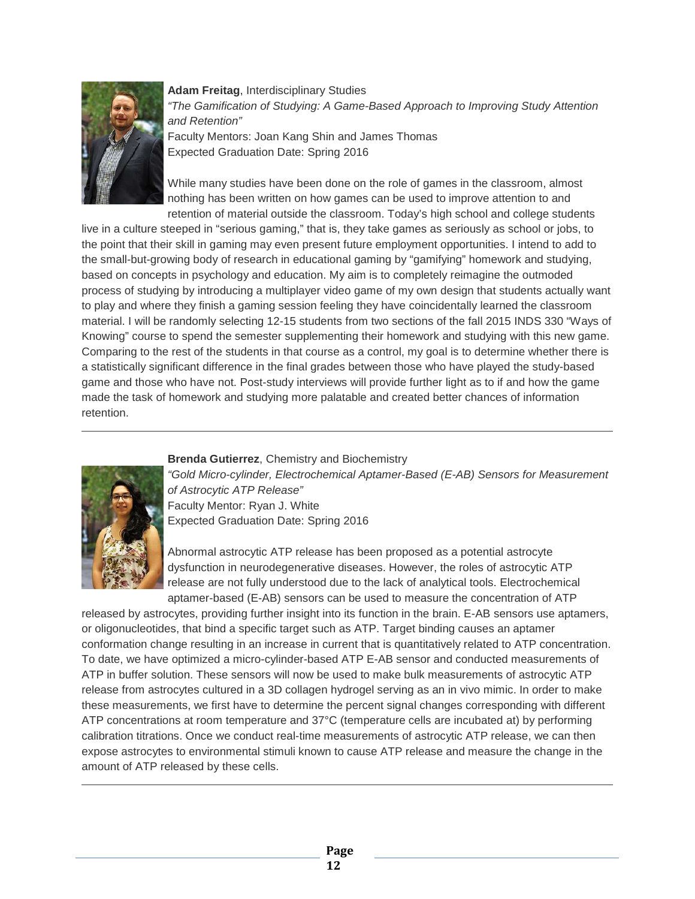**Adam Freitag**, Interdisciplinary Studies
*"The Gamification of Studying: A Game-Based Approach to Improving Study Attention and Retention"*
Faculty Mentors: Joan Kang Shin and James Thomas
Expected Graduation Date: Spring 2016

While many studies have been done on the role of games in the classroom, almost nothing has been written on how games can be used to improve attention to and retention of material outside the classroom. Today's high school and college students live in a culture steeped in "serious gaming," that is, they take games as seriously as school or jobs, to the point that their skill in gaming may even present future employment opportunities. I intend to add to the small-but-growing body of research in educational gaming by "gamifying" homework and studying, based on concepts in psychology and education. My aim is to completely reimagine the outmoded process of studying by introducing a multiplayer video game of my own design that students actually want to play and where they finish a gaming session feeling they have coincidentally learned the classroom material. I will be randomly selecting 12-15 students from two sections of the fall 2015 INDS 330 "Ways of Knowing" course to spend the semester supplementing their homework and studying with this new game. Comparing to the rest of the students in that course as a control, my goal is to determine whether there is a statistically significant difference in the final grades between those who have played the study-based game and those who have not. Post-study interviews will provide further light as to if and how the game made the task of homework and studying more palatable and created better chances of information retention.

---

**Brenda Gutierrez**, Chemistry and Biochemistry
*"Gold Micro-cylinder, Electrochemical Aptamer-Based (E-AB) Sensors for Measurement of Astrocytic ATP Release"*
Faculty Mentor: Ryan J. White
Expected Graduation Date: Spring 2016

Abnormal astrocytic ATP release has been proposed as a potential astrocyte dysfunction in neurodegenerative diseases. However, the roles of astrocytic ATP release are not fully understood due to the lack of analytical tools. Electrochemical aptamer-based (E-AB) sensors can be used to measure the concentration of ATP released by astrocytes, providing further insight into its function in the brain. E-AB sensors use aptamers, or oligonucleotides, that bind a specific target such as ATP. Target binding causes an aptamer conformation change resulting in an increase in current that is quantitatively related to ATP concentration. To date, we have optimized a micro-cylinder-based ATP E-AB sensor and conducted measurements of ATP in buffer solution. These sensors will now be used to make bulk measurements of astrocytic ATP release from astrocytes cultured in a 3D collagen hydrogel serving as an in vivo mimic. In order to make these measurements, we first have to determine the percent signal changes corresponding with different ATP concentrations at room temperature and 37°C (temperature cells are incubated at) by performing calibration titrations. Once we conduct real-time measurements of astrocytic ATP release, we can then expose astrocytes to environmental stimuli known to cause ATP release and measure the change in the amount of ATP released by these cells.

---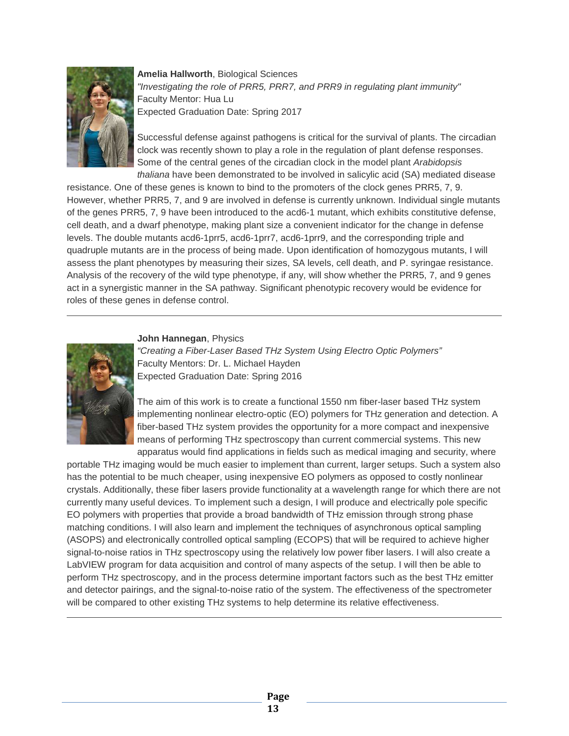**Amelia Hallworth**, Biological Sciences
*"Investigating the role of PRR5, PRR7, and PRR9 in regulating plant immunity"*
Faculty Mentor: Hua Lu
Expected Graduation Date: Spring 2017

Successful defense against pathogens is critical for the survival of plants. The circadian clock was recently shown to play a role in the regulation of plant defense responses. Some of the central genes of the circadian clock in the model plant *Arabidopsis thaliana* have been demonstrated to be involved in salicylic acid (SA) mediated disease resistance. One of these genes is known to bind to the promoters of the clock genes PRR5, 7, 9. However, whether PRR5, 7, and 9 are involved in defense is currently unknown. Individual single mutants of the genes PRR5, 7, 9 have been introduced to the acd6-1 mutant, which exhibits constitutive defense, cell death, and a dwarf phenotype, making plant size a convenient indicator for the change in defense levels. The double mutants acd6-1prr5, acd6-1prr7, acd6-1prr9, and the corresponding triple and quadruple mutants are in the process of being made. Upon identification of homozygous mutants, I will assess the plant phenotypes by measuring their sizes, SA levels, cell death, and P. syringae resistance. Analysis of the recovery of the wild type phenotype, if any, will show whether the PRR5, 7, and 9 genes act in a synergistic manner in the SA pathway. Significant phenotypic recovery would be evidence for roles of these genes in defense control.

---

**John Hannegan**, Physics
*"Creating a Fiber-Laser Based THz System Using Electro Optic Polymers"*
Faculty Mentors: Dr. L. Michael Hayden
Expected Graduation Date: Spring 2016

The aim of this work is to create a functional 1550 nm fiber-laser based THz system implementing nonlinear electro-optic (EO) polymers for THz generation and detection. A fiber-based THz system provides the opportunity for a more compact and inexpensive means of performing THz spectroscopy than current commercial systems. This new apparatus would find applications in fields such as medical imaging and security, where portable THz imaging would be much easier to implement than current, larger setups. Such a system also has the potential to be much cheaper, using inexpensive EO polymers as opposed to costly nonlinear crystals. Additionally, these fiber lasers provide functionality at a wavelength range for which there are not currently many useful devices. To implement such a design, I will produce and electrically pole specific EO polymers with properties that provide a broad bandwidth of THz emission through strong phase matching conditions. I will also learn and implement the techniques of asynchronous optical sampling (ASOPS) and electronically controlled optical sampling (ECOPS) that will be required to achieve higher signal-to-noise ratios in THz spectroscopy using the relatively low power fiber lasers. I will also create a LabVIEW program for data acquisition and control of many aspects of the setup. I will then be able to perform THz spectroscopy, and in the process determine important factors such as the best THz emitter and detector pairings, and the signal-to-noise ratio of the system. The effectiveness of the spectrometer will be compared to other existing THz systems to help determine its relative effectiveness.

---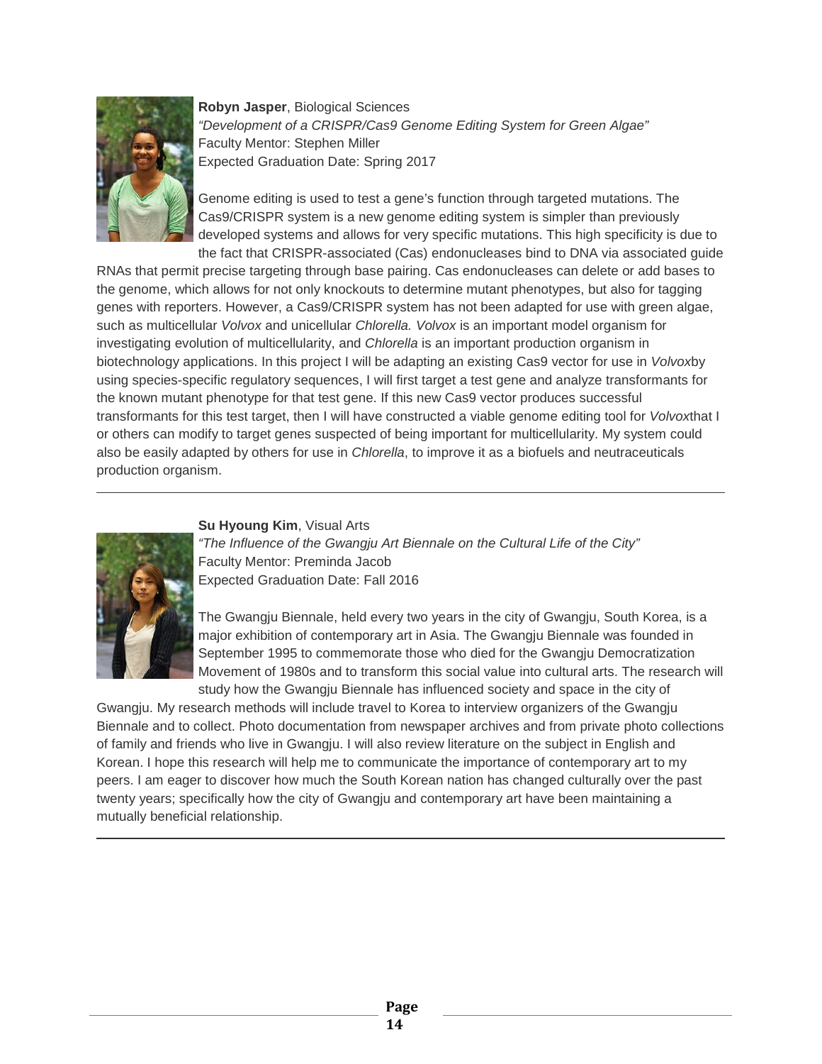**Robyn Jasper**, Biological Sciences
*"Development of a CRISPR/Cas9 Genome Editing System for Green Algae"*
Faculty Mentor: Stephen Miller
Expected Graduation Date: Spring 2017

Genome editing is used to test a gene's function through targeted mutations. The Cas9/CRISPR system is a new genome editing system is simpler than previously developed systems and allows for very specific mutations. This high specificity is due to the fact that CRISPR-associated (Cas) endonucleases bind to DNA via associated guide RNAs that permit precise targeting through base pairing. Cas endonucleases can delete or add bases to the genome, which allows for not only knockouts to determine mutant phenotypes, but also for tagging genes with reporters. However, a Cas9/CRISPR system has not been adapted for use with green algae, such as multicellular *Volvox* and unicellular *Chlorella. Volvox* is an important model organism for investigating evolution of multicellularity, and *Chlorella* is an important production organism in biotechnology applications. In this project I will be adapting an existing Cas9 vector for use in *Volvox*by using species-specific regulatory sequences, I will first target a test gene and analyze transformants for the known mutant phenotype for that test gene. If this new Cas9 vector produces successful transformants for this test target, then I will have constructed a viable genome editing tool for *Volvox*that I or others can modify to target genes suspected of being important for multicellularity. My system could also be easily adapted by others for use in *Chlorella*, to improve it as a biofuels and neutraceuticals production organism.

---

**Su Hyoung Kim**, Visual Arts
*"The Influence of the Gwangju Art Biennale on the Cultural Life of the City"*
Faculty Mentor: Preminda Jacob
Expected Graduation Date: Fall 2016

The Gwangju Biennale, held every two years in the city of Gwangju, South Korea, is a major exhibition of contemporary art in Asia. The Gwangju Biennale was founded in September 1995 to commemorate those who died for the Gwangju Democratization Movement of 1980s and to transform this social value into cultural arts. The research will study how the Gwangju Biennale has influenced society and space in the city of Gwangju. My research methods will include travel to Korea to interview organizers of the Gwangju Biennale and to collect. Photo documentation from newspaper archives and from private photo collections of family and friends who live in Gwangju. I will also review literature on the subject in English and Korean. I hope this research will help me to communicate the importance of contemporary art to my peers. I am eager to discover how much the South Korean nation has changed culturally over the past twenty years; specifically how the city of Gwangju and contemporary art have been maintaining a mutually beneficial relationship.

---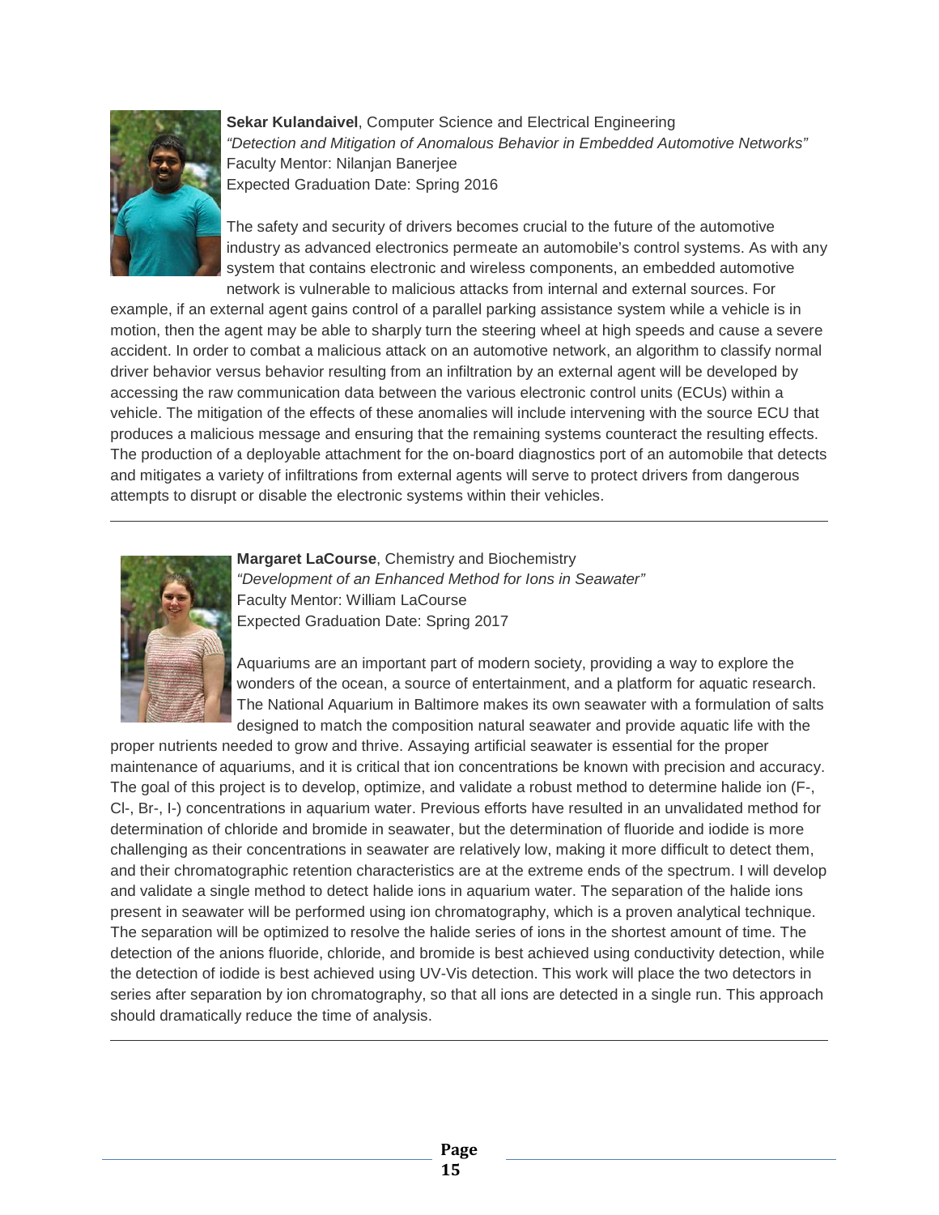**Sekar Kulandaivel**, Computer Science and Electrical Engineering
*"Detection and Mitigation of Anomalous Behavior in Embedded Automotive Networks"*
Faculty Mentor: Nilanjan Banerjee
Expected Graduation Date: Spring 2016

The safety and security of drivers becomes crucial to the future of the automotive industry as advanced electronics permeate an automobile's control systems. As with any system that contains electronic and wireless components, an embedded automotive network is vulnerable to malicious attacks from internal and external sources. For example, if an external agent gains control of a parallel parking assistance system while a vehicle is in motion, then the agent may be able to sharply turn the steering wheel at high speeds and cause a severe accident. In order to combat a malicious attack on an automotive network, an algorithm to classify normal driver behavior versus behavior resulting from an infiltration by an external agent will be developed by accessing the raw communication data between the various electronic control units (ECUs) within a vehicle. The mitigation of the effects of these anomalies will include intervening with the source ECU that produces a malicious message and ensuring that the remaining systems counteract the resulting effects. The production of a deployable attachment for the on-board diagnostics port of an automobile that detects and mitigates a variety of infiltrations from external agents will serve to protect drivers from dangerous attempts to disrupt or disable the electronic systems within their vehicles.

---

**Margaret LaCourse**, Chemistry and Biochemistry
*"Development of an Enhanced Method for Ions in Seawater"*
Faculty Mentor: William LaCourse
Expected Graduation Date: Spring 2017

Aquariums are an important part of modern society, providing a way to explore the wonders of the ocean, a source of entertainment, and a platform for aquatic research. The National Aquarium in Baltimore makes its own seawater with a formulation of salts designed to match the composition natural seawater and provide aquatic life with the proper nutrients needed to grow and thrive. Assaying artificial seawater is essential for the proper maintenance of aquariums, and it is critical that ion concentrations be known with precision and accuracy. The goal of this project is to develop, optimize, and validate a robust method to determine halide ion ($F^-$, $Cl^-$, $Br^-$, $I^-$) concentrations in aquarium water. Previous efforts have resulted in an unvalidated method for determination of chloride and bromide in seawater, but the determination of fluoride and iodide is more challenging as their concentrations in seawater are relatively low, making it more difficult to detect them, and their chromatographic retention characteristics are at the extreme ends of the spectrum. I will develop and validate a single method to detect halide ions in aquarium water. The separation of the halide ions present in seawater will be performed using ion chromatography, which is a proven analytical technique. The separation will be optimized to resolve the halide series of ions in the shortest amount of time. The detection of the anions fluoride, chloride, and bromide is best achieved using conductivity detection, while the detection of iodide is best achieved using UV-Vis detection. This work will place the two detectors in series after separation by ion chromatography, so that all ions are detected in a single run. This approach should dramatically reduce the time of analysis.

---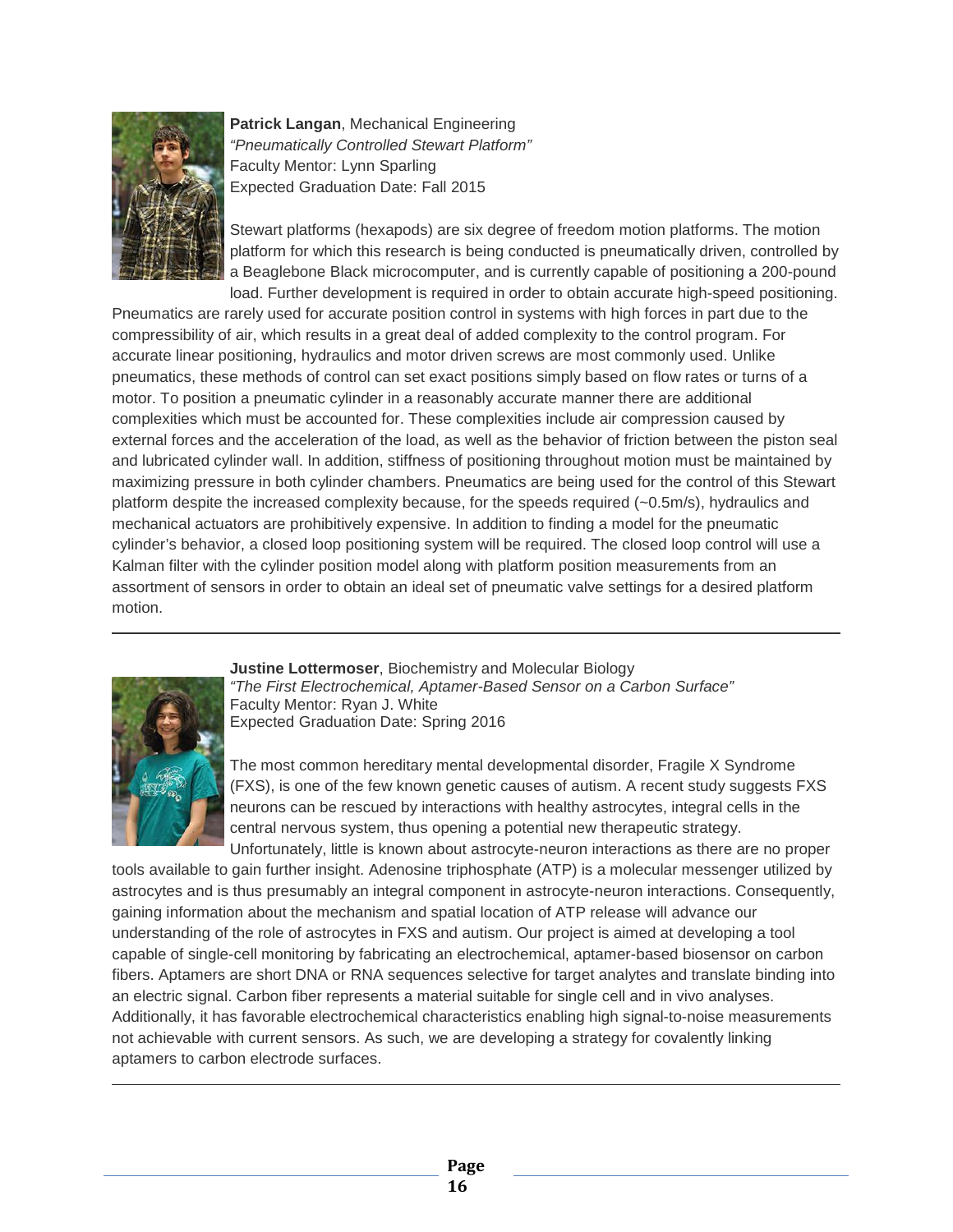**Patrick Langan**, Mechanical Engineering
*"Pneumatically Controlled Stewart Platform"*
Faculty Mentor: Lynn Sparling
Expected Graduation Date: Fall 2015

Stewart platforms (hexapods) are six degree of freedom motion platforms. The motion platform for which this research is being conducted is pneumatically driven, controlled by a Beaglebone Black microcomputer, and is currently capable of positioning a 200-pound load. Further development is required in order to obtain accurate high-speed positioning. Pneumatics are rarely used for accurate position control in systems with high forces in part due to the compressibility of air, which results in a great deal of added complexity to the control program. For accurate linear positioning, hydraulics and motor driven screws are most commonly used. Unlike pneumatics, these methods of control can set exact positions simply based on flow rates or turns of a motor. To position a pneumatic cylinder in a reasonably accurate manner there are additional complexities which must be accounted for. These complexities include air compression caused by external forces and the acceleration of the load, as well as the behavior of friction between the piston seal and lubricated cylinder wall. In addition, stiffness of positioning throughout motion must be maintained by maximizing pressure in both cylinder chambers. Pneumatics are being used for the control of this Stewart platform despite the increased complexity because, for the speeds required (~0.5m/s), hydraulics and mechanical actuators are prohibitively expensive. In addition to finding a model for the pneumatic cylinder's behavior, a closed loop positioning system will be required. The closed loop control will use a Kalman filter with the cylinder position model along with platform position measurements from an assortment of sensors in order to obtain an ideal set of pneumatic valve settings for a desired platform motion.

---

**Justine Lottermoser**, Biochemistry and Molecular Biology
*"The First Electrochemical, Aptamer-Based Sensor on a Carbon Surface"*
Faculty Mentor: Ryan J. White
Expected Graduation Date: Spring 2016

The most common hereditary mental developmental disorder, Fragile X Syndrome (FXS), is one of the few known genetic causes of autism. A recent study suggests FXS neurons can be rescued by interactions with healthy astrocytes, integral cells in the central nervous system, thus opening a potential new therapeutic strategy. Unfortunately, little is known about astrocyte-neuron interactions as there are no proper tools available to gain further insight. Adenosine triphosphate (ATP) is a molecular messenger utilized by astrocytes and is thus presumably an integral component in astrocyte-neuron interactions. Consequently, gaining information about the mechanism and spatial location of ATP release will advance our understanding of the role of astrocytes in FXS and autism. Our project is aimed at developing a tool capable of single-cell monitoring by fabricating an electrochemical, aptamer-based biosensor on carbon fibers. Aptamers are short DNA or RNA sequences selective for target analytes and translate binding into an electric signal. Carbon fiber represents a material suitable for single cell and in vivo analyses. Additionally, it has favorable electrochemical characteristics enabling high signal-to-noise measurements not achievable with current sensors. As such, we are developing a strategy for covalently linking aptamers to carbon electrode surfaces.

---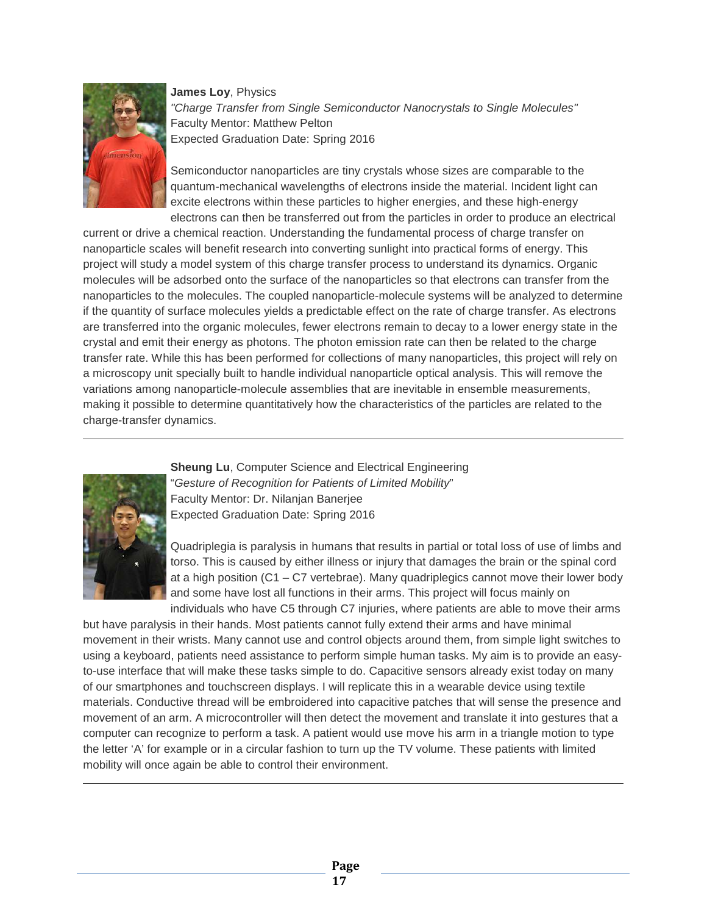**James Loy**, Physics
*"Charge Transfer from Single Semiconductor Nanocrystals to Single Molecules"*
Faculty Mentor: Matthew Pelton
Expected Graduation Date: Spring 2016

Semiconductor nanoparticles are tiny crystals whose sizes are comparable to the quantum-mechanical wavelengths of electrons inside the material. Incident light can excite electrons within these particles to higher energies, and these high-energy electrons can then be transferred out from the particles in order to produce an electrical current or drive a chemical reaction. Understanding the fundamental process of charge transfer on nanoparticle scales will benefit research into converting sunlight into practical forms of energy. This project will study a model system of this charge transfer process to understand its dynamics. Organic molecules will be adsorbed onto the surface of the nanoparticles so that electrons can transfer from the nanoparticles to the molecules. The coupled nanoparticle-molecule systems will be analyzed to determine if the quantity of surface molecules yields a predictable effect on the rate of charge transfer. As electrons are transferred into the organic molecules, fewer electrons remain to decay to a lower energy state in the crystal and emit their energy as photons. The photon emission rate can then be related to the charge transfer rate. While this has been performed for collections of many nanoparticles, this project will rely on a microscopy unit specially built to handle individual nanoparticle optical analysis. This will remove the variations among nanoparticle-molecule assemblies that are inevitable in ensemble measurements, making it possible to determine quantitatively how the characteristics of the particles are related to the charge-transfer dynamics.

---

**Sheung Lu**, Computer Science and Electrical Engineering
"*Gesture of Recognition for Patients of Limited Mobility*"
Faculty Mentor: Dr. Nilanjan Banerjee
Expected Graduation Date: Spring 2016

Quadriplegia is paralysis in humans that results in partial or total loss of use of limbs and torso. This is caused by either illness or injury that damages the brain or the spinal cord at a high position (C1 – C7 vertebrae). Many quadriplegics cannot move their lower body and some have lost all functions in their arms. This project will focus mainly on individuals who have C5 through C7 injuries, where patients are able to move their arms but have paralysis in their hands. Most patients cannot fully extend their arms and have minimal movement in their wrists. Many cannot use and control objects around them, from simple light switches to using a keyboard, patients need assistance to perform simple human tasks. My aim is to provide an easy-to-use interface that will make these tasks simple to do. Capacitive sensors already exist today on many of our smartphones and touchscreen displays. I will replicate this in a wearable device using textile materials. Conductive thread will be embroidered into capacitive patches that will sense the presence and movement of an arm. A microcontroller will then detect the movement and translate it into gestures that a computer can recognize to perform a task. A patient would use move his arm in a triangle motion to type the letter 'A' for example or in a circular fashion to turn up the TV volume. These patients with limited mobility will once again be able to control their environment.

---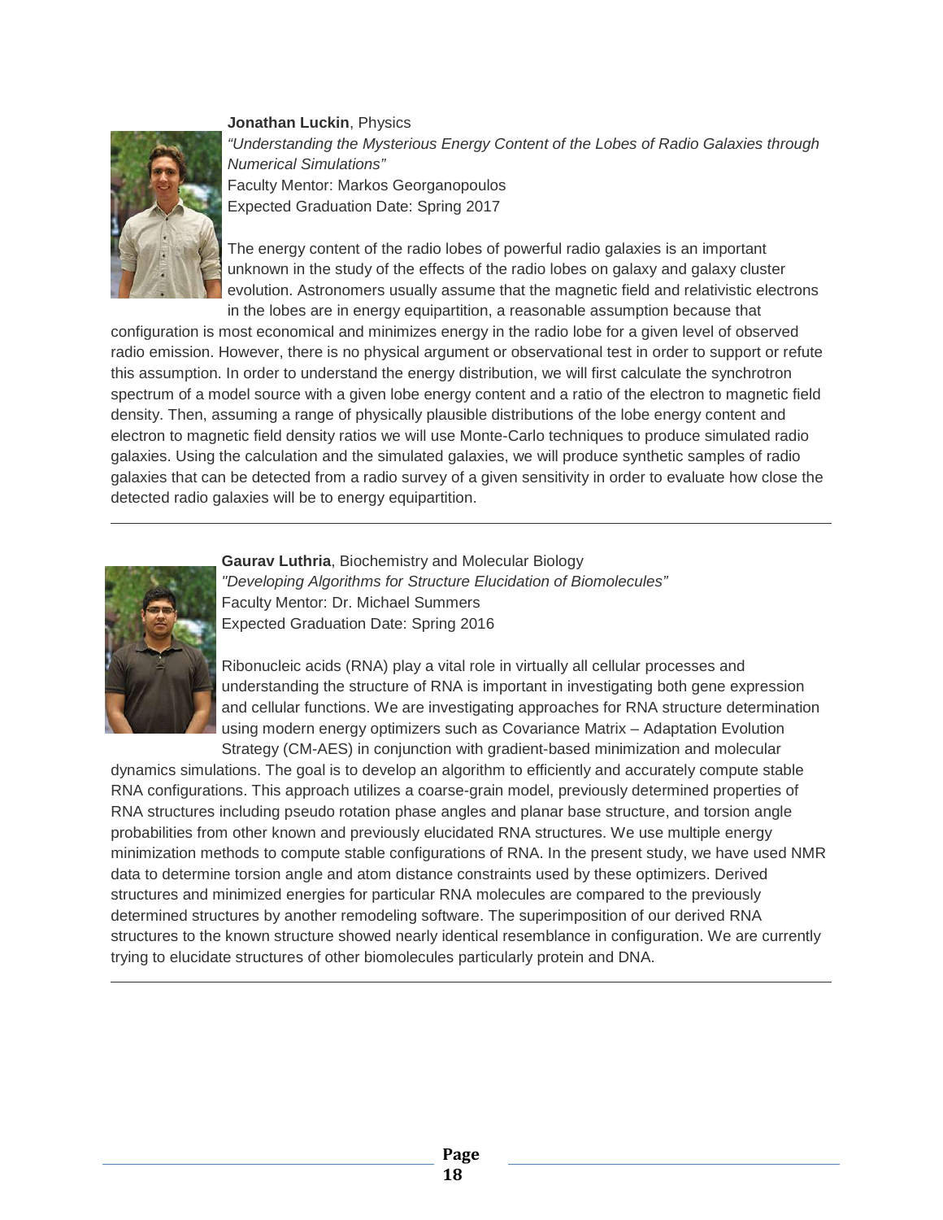**Jonathan Luckin**, Physics

*"Understanding the Mysterious Energy Content of the Lobes of Radio Galaxies through Numerical Simulations"*

Faculty Mentor: Markos Georganopoulos

Expected Graduation Date: Spring 2017

The energy content of the radio lobes of powerful radio galaxies is an important unknown in the study of the effects of the radio lobes on galaxy and galaxy cluster evolution. Astronomers usually assume that the magnetic field and relativistic electrons in the lobes are in energy equipartition, a reasonable assumption because that configuration is most economical and minimizes energy in the radio lobe for a given level of observed radio emission. However, there is no physical argument or observational test in order to support or refute this assumption. In order to understand the energy distribution, we will first calculate the synchrotron spectrum of a model source with a given lobe energy content and a ratio of the electron to magnetic field density. Then, assuming a range of physically plausible distributions of the lobe energy content and electron to magnetic field density ratios we will use Monte-Carlo techniques to produce simulated radio galaxies. Using the calculation and the simulated galaxies, we will produce synthetic samples of radio galaxies that can be detected from a radio survey of a given sensitivity in order to evaluate how close the detected radio galaxies will be to energy equipartition.

---

**Gaurav Luthria**, Biochemistry and Molecular Biology

*"Developing Algorithms for Structure Elucidation of Biomolecules"*

Faculty Mentor: Dr. Michael Summers

Expected Graduation Date: Spring 2016

Ribonucleic acids (RNA) play a vital role in virtually all cellular processes and understanding the structure of RNA is important in investigating both gene expression and cellular functions. We are investigating approaches for RNA structure determination using modern energy optimizers such as Covariance Matrix – Adaptation Evolution Strategy (CM-AES) in conjunction with gradient-based minimization and molecular dynamics simulations. The goal is to develop an algorithm to efficiently and accurately compute stable RNA configurations. This approach utilizes a coarse-grain model, previously determined properties of RNA structures including pseudo rotation phase angles and planar base structure, and torsion angle probabilities from other known and previously elucidated RNA structures. We use multiple energy minimization methods to compute stable configurations of RNA. In the present study, we have used NMR data to determine torsion angle and atom distance constraints used by these optimizers. Derived structures and minimized energies for particular RNA molecules are compared to the previously determined structures by another remodeling software. The superimposition of our derived RNA structures to the known structure showed nearly identical resemblance in configuration. We are currently trying to elucidate structures of other biomolecules particularly protein and DNA.

---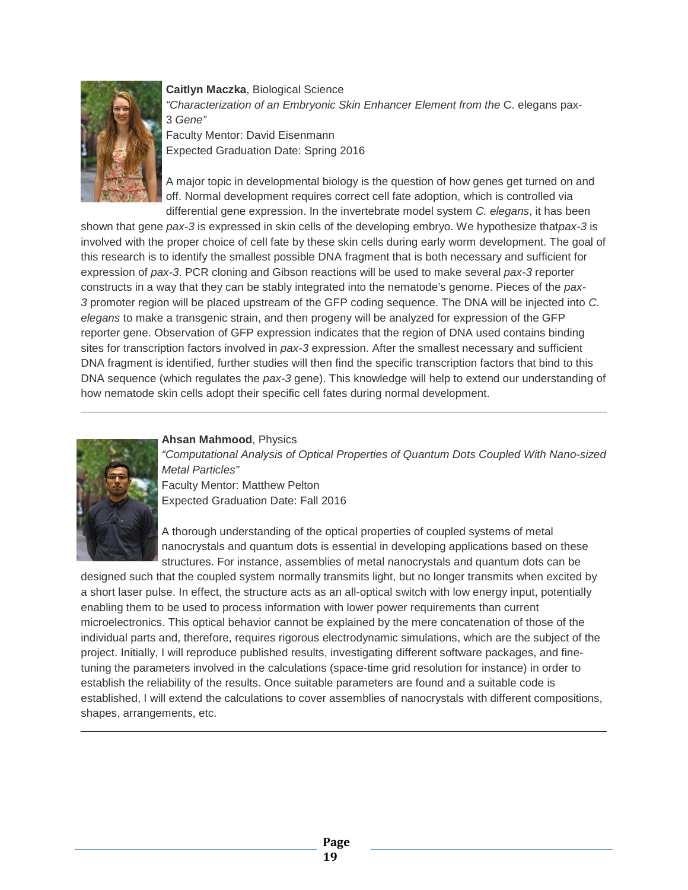**Caitlyn Maczka**, Biological Science
*"Characterization of an Embryonic Skin Enhancer Element from the* C. elegans pax-3 *Gene"*
Faculty Mentor: David Eisenmann
Expected Graduation Date: Spring 2016

A major topic in developmental biology is the question of how genes get turned on and off. Normal development requires correct cell fate adoption, which is controlled via differential gene expression. In the invertebrate model system *C. elegans*, it has been shown that gene *pax-3* is expressed in skin cells of the developing embryo. We hypothesize that*pax-3* is involved with the proper choice of cell fate by these skin cells during early worm development. The goal of this research is to identify the smallest possible DNA fragment that is both necessary and sufficient for expression of *pax-3*. PCR cloning and Gibson reactions will be used to make several *pax-3* reporter constructs in a way that they can be stably integrated into the nematode's genome. Pieces of the *pax-3* promoter region will be placed upstream of the GFP coding sequence. The DNA will be injected into *C. elegans* to make a transgenic strain, and then progeny will be analyzed for expression of the GFP reporter gene. Observation of GFP expression indicates that the region of DNA used contains binding sites for transcription factors involved in *pax-3* expression. After the smallest necessary and sufficient DNA fragment is identified, further studies will then find the specific transcription factors that bind to this DNA sequence (which regulates the *pax-3* gene). This knowledge will help to extend our understanding of how nematode skin cells adopt their specific cell fates during normal development.

---

**Ahsan Mahmood**, Physics
*"Computational Analysis of Optical Properties of Quantum Dots Coupled With Nano-sized Metal Particles"*
Faculty Mentor: Matthew Pelton
Expected Graduation Date: Fall 2016

A thorough understanding of the optical properties of coupled systems of metal nanocrystals and quantum dots is essential in developing applications based on these structures. For instance, assemblies of metal nanocrystals and quantum dots can be designed such that the coupled system normally transmits light, but no longer transmits when excited by a short laser pulse. In effect, the structure acts as an all-optical switch with low energy input, potentially enabling them to be used to process information with lower power requirements than current microelectronics. This optical behavior cannot be explained by the mere concatenation of those of the individual parts and, therefore, requires rigorous electrodynamic simulations, which are the subject of the project. Initially, I will reproduce published results, investigating different software packages, and fine-tuning the parameters involved in the calculations (space-time grid resolution for instance) in order to establish the reliability of the results. Once suitable parameters are found and a suitable code is established, I will extend the calculations to cover assemblies of nanocrystals with different compositions, shapes, arrangements, etc.

---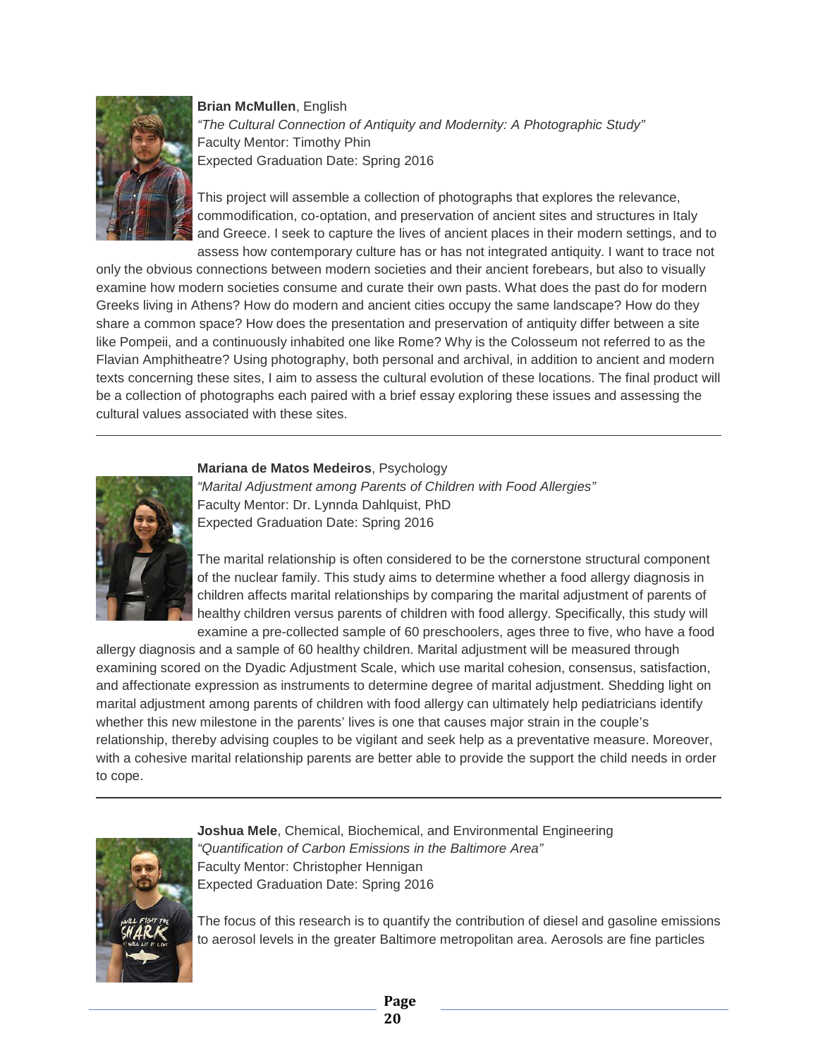**Brian McMullen**, English
*"The Cultural Connection of Antiquity and Modernity: A Photographic Study"*
Faculty Mentor: Timothy Phin
Expected Graduation Date: Spring 2016

This project will assemble a collection of photographs that explores the relevance, commodification, co-optation, and preservation of ancient sites and structures in Italy and Greece. I seek to capture the lives of ancient places in their modern settings, and to assess how contemporary culture has or has not integrated antiquity. I want to trace not only the obvious connections between modern societies and their ancient forebears, but also to visually examine how modern societies consume and curate their own pasts. What does the past do for modern Greeks living in Athens? How do modern and ancient cities occupy the same landscape? How do they share a common space? How does the presentation and preservation of antiquity differ between a site like Pompeii, and a continuously inhabited one like Rome? Why is the Colosseum not referred to as the Flavian Amphitheatre? Using photography, both personal and archival, in addition to ancient and modern texts concerning these sites, I aim to assess the cultural evolution of these locations. The final product will be a collection of photographs each paired with a brief essay exploring these issues and assessing the cultural values associated with these sites.

---

**Mariana de Matos Medeiros**, Psychology
*"Marital Adjustment among Parents of Children with Food Allergies"*
Faculty Mentor: Dr. Lynnda Dahlquist, PhD
Expected Graduation Date: Spring 2016

The marital relationship is often considered to be the cornerstone structural component of the nuclear family. This study aims to determine whether a food allergy diagnosis in children affects marital relationships by comparing the marital adjustment of parents of healthy children versus parents of children with food allergy. Specifically, this study will examine a pre-collected sample of 60 preschoolers, ages three to five, who have a food allergy diagnosis and a sample of 60 healthy children. Marital adjustment will be measured through examining scored on the Dyadic Adjustment Scale, which use marital cohesion, consensus, satisfaction, and affectionate expression as instruments to determine degree of marital adjustment. Shedding light on marital adjustment among parents of children with food allergy can ultimately help pediatricians identify whether this new milestone in the parents' lives is one that causes major strain in the couple's relationship, thereby advising couples to be vigilant and seek help as a preventative measure. Moreover, with a cohesive marital relationship parents are better able to provide the support the child needs in order to cope.

---

**Joshua Mele**, Chemical, Biochemical, and Environmental Engineering
*"Quantification of Carbon Emissions in the Baltimore Area"*
Faculty Mentor: Christopher Hennigan
Expected Graduation Date: Spring 2016

The focus of this research is to quantify the contribution of diesel and gasoline emissions to aerosol levels in the greater Baltimore metropolitan area. Aerosols are fine particles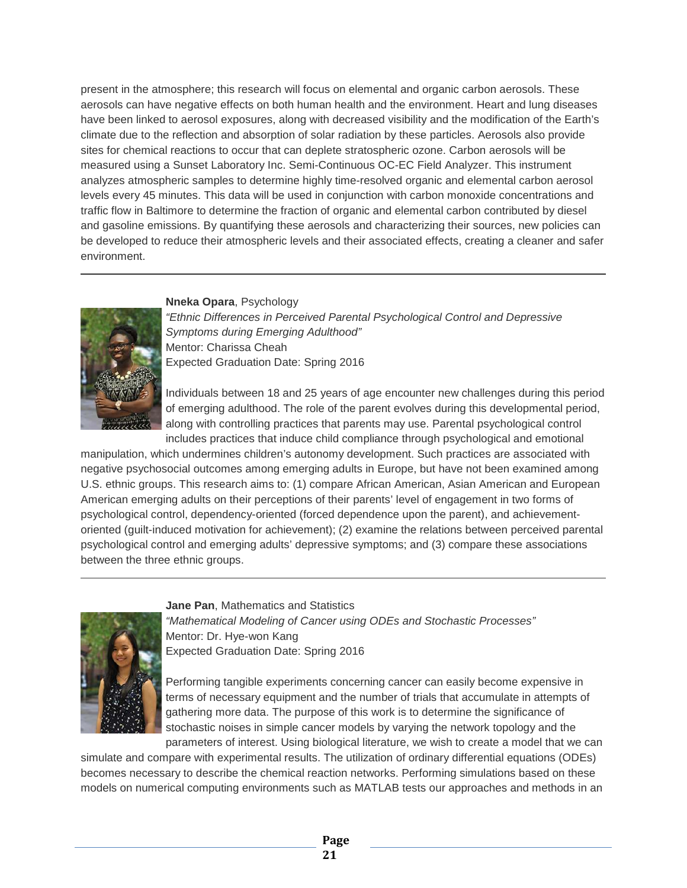present in the atmosphere; this research will focus on elemental and organic carbon aerosols. These aerosols can have negative effects on both human health and the environment. Heart and lung diseases have been linked to aerosol exposures, along with decreased visibility and the modification of the Earth's climate due to the reflection and absorption of solar radiation by these particles. Aerosols also provide sites for chemical reactions to occur that can deplete stratospheric ozone. Carbon aerosols will be measured using a Sunset Laboratory Inc. Semi-Continuous OC-EC Field Analyzer. This instrument analyzes atmospheric samples to determine highly time-resolved organic and elemental carbon aerosol levels every 45 minutes. This data will be used in conjunction with carbon monoxide concentrations and traffic flow in Baltimore to determine the fraction of organic and elemental carbon contributed by diesel and gasoline emissions. By quantifying these aerosols and characterizing their sources, new policies can be developed to reduce their atmospheric levels and their associated effects, creating a cleaner and safer environment.

---

**Nneka Opara**, Psychology
*"Ethnic Differences in Perceived Parental Psychological Control and Depressive Symptoms during Emerging Adulthood"*
Mentor: Charissa Cheah
Expected Graduation Date: Spring 2016

Individuals between 18 and 25 years of age encounter new challenges during this period of emerging adulthood. The role of the parent evolves during this developmental period, along with controlling practices that parents may use. Parental psychological control includes practices that induce child compliance through psychological and emotional manipulation, which undermines children's autonomy development. Such practices are associated with negative psychosocial outcomes among emerging adults in Europe, but have not been examined among U.S. ethnic groups. This research aims to: (1) compare African American, Asian American and European American emerging adults on their perceptions of their parents' level of engagement in two forms of psychological control, dependency-oriented (forced dependence upon the parent), and achievement-oriented (guilt-induced motivation for achievement); (2) examine the relations between perceived parental psychological control and emerging adults' depressive symptoms; and (3) compare these associations between the three ethnic groups.

---

**Jane Pan**, Mathematics and Statistics
*"Mathematical Modeling of Cancer using ODEs and Stochastic Processes"*
Mentor: Dr. Hye-won Kang
Expected Graduation Date: Spring 2016

Performing tangible experiments concerning cancer can easily become expensive in terms of necessary equipment and the number of trials that accumulate in attempts of gathering more data. The purpose of this work is to determine the significance of stochastic noises in simple cancer models by varying the network topology and the parameters of interest. Using biological literature, we wish to create a model that we can simulate and compare with experimental results. The utilization of ordinary differential equations (ODEs) becomes necessary to describe the chemical reaction networks. Performing simulations based on these models on numerical computing environments such as MATLAB tests our approaches and methods in an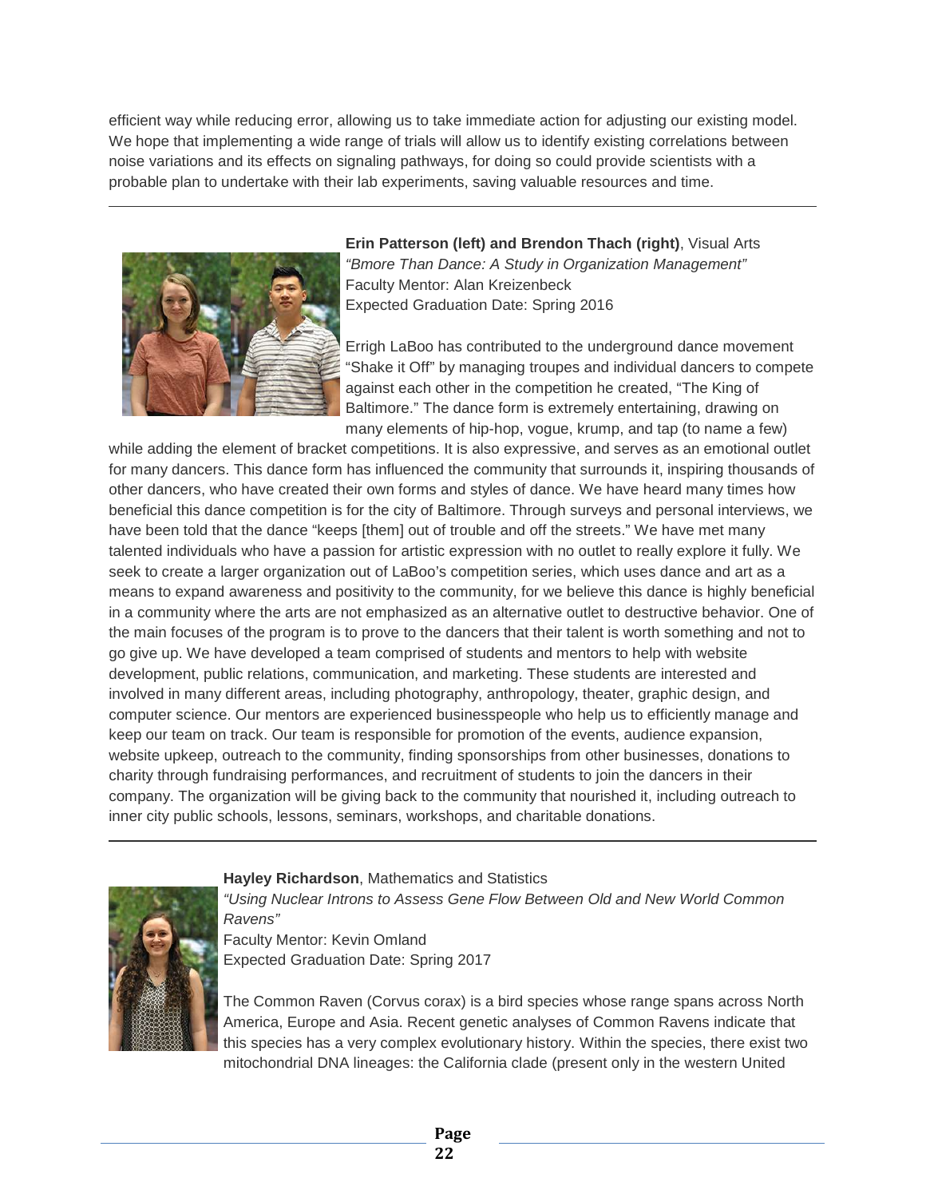efficient way while reducing error, allowing us to take immediate action for adjusting our existing model. We hope that implementing a wide range of trials will allow us to identify existing correlations between noise variations and its effects on signaling pathways, for doing so could provide scientists with a probable plan to undertake with their lab experiments, saving valuable resources and time.

---

**Erin Patterson (left) and Brendon Thach (right)**, Visual Arts
*"Bmore Than Dance: A Study in Organization Management"*
Faculty Mentor: Alan Kreizenbeck
Expected Graduation Date: Spring 2016

Errigh LaBoo has contributed to the underground dance movement "Shake it Off" by managing troupes and individual dancers to compete against each other in the competition he created, "The King of Baltimore." The dance form is extremely entertaining, drawing on many elements of hip-hop, vogue, krump, and tap (to name a few) while adding the element of bracket competitions. It is also expressive, and serves as an emotional outlet for many dancers. This dance form has influenced the community that surrounds it, inspiring thousands of other dancers, who have created their own forms and styles of dance. We have heard many times how beneficial this dance competition is for the city of Baltimore. Through surveys and personal interviews, we have been told that the dance "keeps [them] out of trouble and off the streets." We have met many talented individuals who have a passion for artistic expression with no outlet to really explore it fully. We seek to create a larger organization out of LaBoo's competition series, which uses dance and art as a means to expand awareness and positivity to the community, for we believe this dance is highly beneficial in a community where the arts are not emphasized as an alternative outlet to destructive behavior. One of the main focuses of the program is to prove to the dancers that their talent is worth something and not to go give up. We have developed a team comprised of students and mentors to help with website development, public relations, communication, and marketing. These students are interested and involved in many different areas, including photography, anthropology, theater, graphic design, and computer science. Our mentors are experienced businesspeople who help us to efficiently manage and keep our team on track. Our team is responsible for promotion of the events, audience expansion, website upkeep, outreach to the community, finding sponsorships from other businesses, donations to charity through fundraising performances, and recruitment of students to join the dancers in their company. The organization will be giving back to the community that nourished it, including outreach to inner city public schools, lessons, seminars, workshops, and charitable donations.

---

**Hayley Richardson**, Mathematics and Statistics
*"Using Nuclear Introns to Assess Gene Flow Between Old and New World Common Ravens"*
Faculty Mentor: Kevin Omland
Expected Graduation Date: Spring 2017

The Common Raven (Corvus corax) is a bird species whose range spans across North America, Europe and Asia. Recent genetic analyses of Common Ravens indicate that this species has a very complex evolutionary history. Within the species, there exist two mitochondrial DNA lineages: the California clade (present only in the western United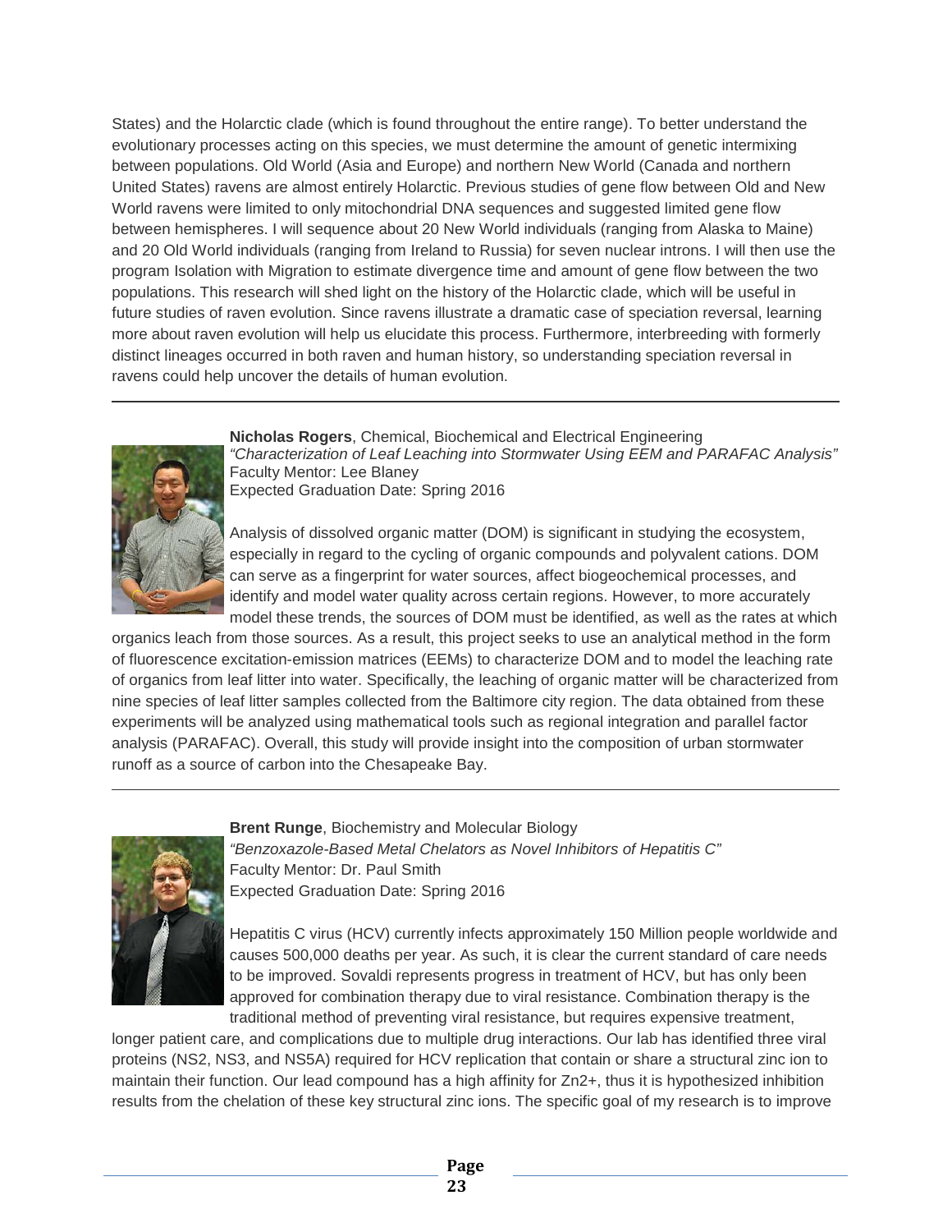States) and the Holarctic clade (which is found throughout the entire range). To better understand the evolutionary processes acting on this species, we must determine the amount of genetic intermixing between populations. Old World (Asia and Europe) and northern New World (Canada and northern United States) ravens are almost entirely Holarctic. Previous studies of gene flow between Old and New World ravens were limited to only mitochondrial DNA sequences and suggested limited gene flow between hemispheres. I will sequence about 20 New World individuals (ranging from Alaska to Maine) and 20 Old World individuals (ranging from Ireland to Russia) for seven nuclear introns. I will then use the program Isolation with Migration to estimate divergence time and amount of gene flow between the two populations. This research will shed light on the history of the Holarctic clade, which will be useful in future studies of raven evolution. Since ravens illustrate a dramatic case of speciation reversal, learning more about raven evolution will help us elucidate this process. Furthermore, interbreeding with formerly distinct lineages occurred in both raven and human history, so understanding speciation reversal in ravens could help uncover the details of human evolution.

---

**Nicholas Rogers**, Chemical, Biochemical and Electrical Engineering
*"Characterization of Leaf Leaching into Stormwater Using EEM and PARAFAC Analysis"*
Faculty Mentor: Lee Blaney
Expected Graduation Date: Spring 2016

Analysis of dissolved organic matter (DOM) is significant in studying the ecosystem, especially in regard to the cycling of organic compounds and polyvalent cations. DOM can serve as a fingerprint for water sources, affect biogeochemical processes, and identify and model water quality across certain regions. However, to more accurately model these trends, the sources of DOM must be identified, as well as the rates at which organics leach from those sources. As a result, this project seeks to use an analytical method in the form of fluorescence excitation-emission matrices (EEMs) to characterize DOM and to model the leaching rate of organics from leaf litter into water. Specifically, the leaching of organic matter will be characterized from nine species of leaf litter samples collected from the Baltimore city region. The data obtained from these experiments will be analyzed using mathematical tools such as regional integration and parallel factor analysis (PARAFAC). Overall, this study will provide insight into the composition of urban stormwater runoff as a source of carbon into the Chesapeake Bay.

---

**Brent Runge**, Biochemistry and Molecular Biology
*"Benzoxazole-Based Metal Chelators as Novel Inhibitors of Hepatitis C"*
Faculty Mentor: Dr. Paul Smith
Expected Graduation Date: Spring 2016

Hepatitis C virus (HCV) currently infects approximately 150 Million people worldwide and causes 500,000 deaths per year. As such, it is clear the current standard of care needs to be improved. Sovaldi represents progress in treatment of HCV, but has only been approved for combination therapy due to viral resistance. Combination therapy is the traditional method of preventing viral resistance, but requires expensive treatment, longer patient care, and complications due to multiple drug interactions. Our lab has identified three viral proteins (NS2, NS3, and NS5A) required for HCV replication that contain or share a structural zinc ion to maintain their function. Our lead compound has a high affinity for $Zn^{2+}$, thus it is hypothesized inhibition results from the chelation of these key structural zinc ions. The specific goal of my research is to improve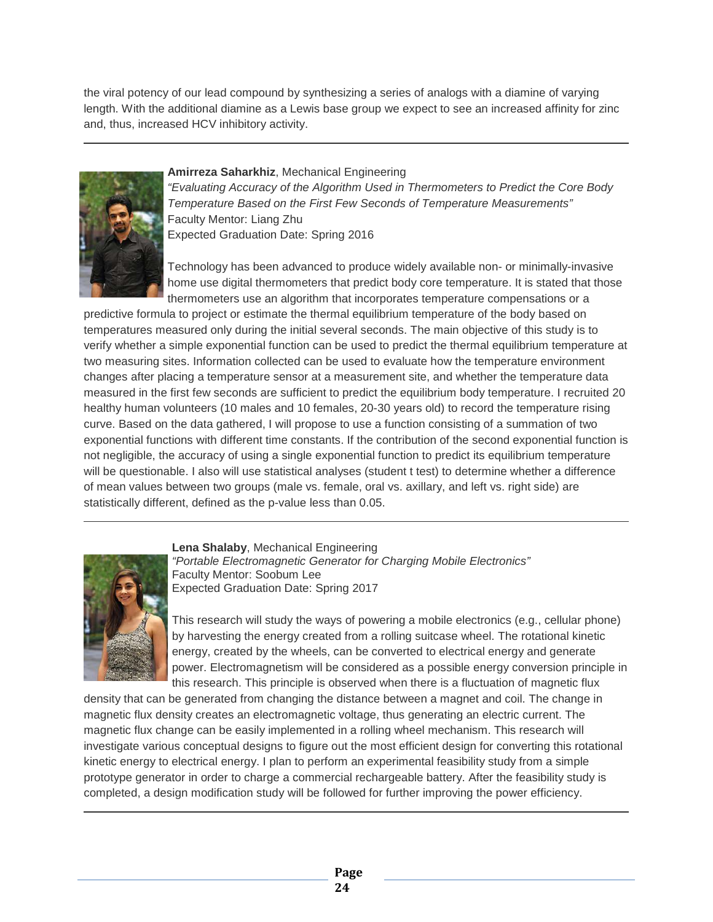the viral potency of our lead compound by synthesizing a series of analogs with a diamine of varying length. With the additional diamine as a Lewis base group we expect to see an increased affinity for zinc and, thus, increased HCV inhibitory activity.

---

**Amirreza Saharkhiz**, Mechanical Engineering
*"Evaluating Accuracy of the Algorithm Used in Thermometers to Predict the Core Body Temperature Based on the First Few Seconds of Temperature Measurements"*
Faculty Mentor: Liang Zhu
Expected Graduation Date: Spring 2016

Technology has been advanced to produce widely available non- or minimally-invasive home use digital thermometers that predict body core temperature. It is stated that those thermometers use an algorithm that incorporates temperature compensations or a predictive formula to project or estimate the thermal equilibrium temperature of the body based on temperatures measured only during the initial several seconds. The main objective of this study is to verify whether a simple exponential function can be used to predict the thermal equilibrium temperature at two measuring sites. Information collected can be used to evaluate how the temperature environment changes after placing a temperature sensor at a measurement site, and whether the temperature data measured in the first few seconds are sufficient to predict the equilibrium body temperature. I recruited 20 healthy human volunteers (10 males and 10 females, 20-30 years old) to record the temperature rising curve. Based on the data gathered, I will propose to use a function consisting of a summation of two exponential functions with different time constants. If the contribution of the second exponential function is not negligible, the accuracy of using a single exponential function to predict its equilibrium temperature will be questionable. I also will use statistical analyses (student t test) to determine whether a difference of mean values between two groups (male vs. female, oral vs. axillary, and left vs. right side) are statistically different, defined as the p-value less than 0.05.

---

**Lena Shalaby**, Mechanical Engineering
*"Portable Electromagnetic Generator for Charging Mobile Electronics"*
Faculty Mentor: Soobum Lee
Expected Graduation Date: Spring 2017

This research will study the ways of powering a mobile electronics (e.g., cellular phone) by harvesting the energy created from a rolling suitcase wheel. The rotational kinetic energy, created by the wheels, can be converted to electrical energy and generate power. Electromagnetism will be considered as a possible energy conversion principle in this research. This principle is observed when there is a fluctuation of magnetic flux density that can be generated from changing the distance between a magnet and coil. The change in magnetic flux density creates an electromagnetic voltage, thus generating an electric current. The magnetic flux change can be easily implemented in a rolling wheel mechanism. This research will investigate various conceptual designs to figure out the most efficient design for converting this rotational kinetic energy to electrical energy. I plan to perform an experimental feasibility study from a simple prototype generator in order to charge a commercial rechargeable battery. After the feasibility study is completed, a design modification study will be followed for further improving the power efficiency.

---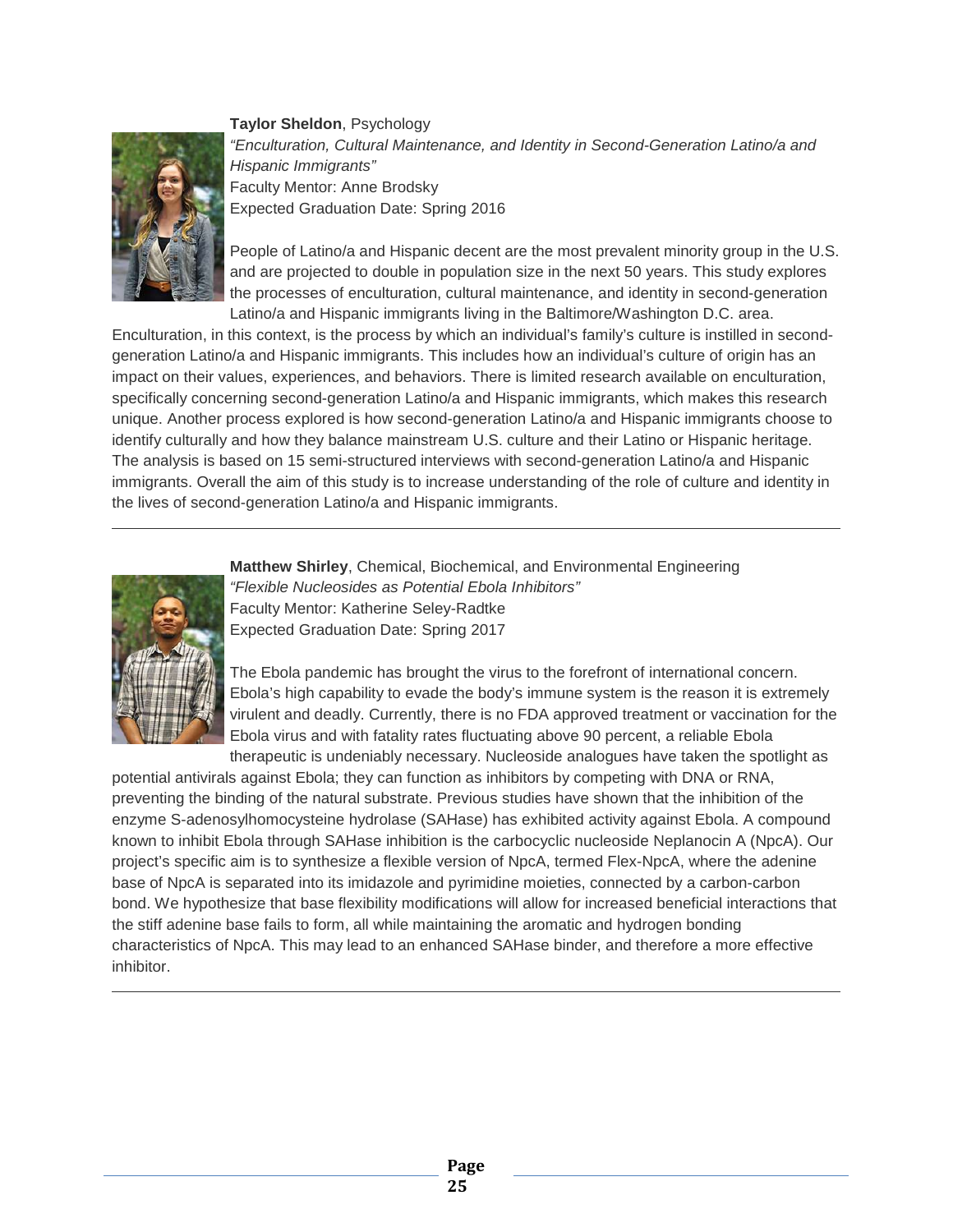**Taylor Sheldon**, Psychology

*"Enculturation, Cultural Maintenance, and Identity in Second-Generation Latino/a and Hispanic Immigrants"*

Faculty Mentor: Anne Brodsky

Expected Graduation Date: Spring 2016

People of Latino/a and Hispanic decent are the most prevalent minority group in the U.S. and are projected to double in population size in the next 50 years. This study explores the processes of enculturation, cultural maintenance, and identity in second-generation Latino/a and Hispanic immigrants living in the Baltimore/Washington D.C. area. Enculturation, in this context, is the process by which an individual's family's culture is instilled in second-generation Latino/a and Hispanic immigrants. This includes how an individual's culture of origin has an impact on their values, experiences, and behaviors. There is limited research available on enculturation, specifically concerning second-generation Latino/a and Hispanic immigrants, which makes this research unique. Another process explored is how second-generation Latino/a and Hispanic immigrants choose to identify culturally and how they balance mainstream U.S. culture and their Latino or Hispanic heritage. The analysis is based on 15 semi-structured interviews with second-generation Latino/a and Hispanic immigrants. Overall the aim of this study is to increase understanding of the role of culture and identity in the lives of second-generation Latino/a and Hispanic immigrants.

---

**Matthew Shirley**, Chemical, Biochemical, and Environmental Engineering

*"Flexible Nucleosides as Potential Ebola Inhibitors"*

Faculty Mentor: Katherine Seley-Radtke

Expected Graduation Date: Spring 2017

The Ebola pandemic has brought the virus to the forefront of international concern. Ebola's high capability to evade the body's immune system is the reason it is extremely virulent and deadly. Currently, there is no FDA approved treatment or vaccination for the Ebola virus and with fatality rates fluctuating above 90 percent, a reliable Ebola therapeutic is undeniably necessary. Nucleoside analogues have taken the spotlight as potential antivirals against Ebola; they can function as inhibitors by competing with DNA or RNA, preventing the binding of the natural substrate. Previous studies have shown that the inhibition of the enzyme S-adenosylhomocysteine hydrolase (SAHase) has exhibited activity against Ebola. A compound known to inhibit Ebola through SAHase inhibition is the carbocyclic nucleoside Neplanocin A (NpcA). Our project's specific aim is to synthesize a flexible version of NpcA, termed Flex-NpcA, where the adenine base of NpcA is separated into its imidazole and pyrimidine moieties, connected by a carbon-carbon bond. We hypothesize that base flexibility modifications will allow for increased beneficial interactions that the stiff adenine base fails to form, all while maintaining the aromatic and hydrogen bonding characteristics of NpcA. This may lead to an enhanced SAHase binder, and therefore a more effective inhibitor.

---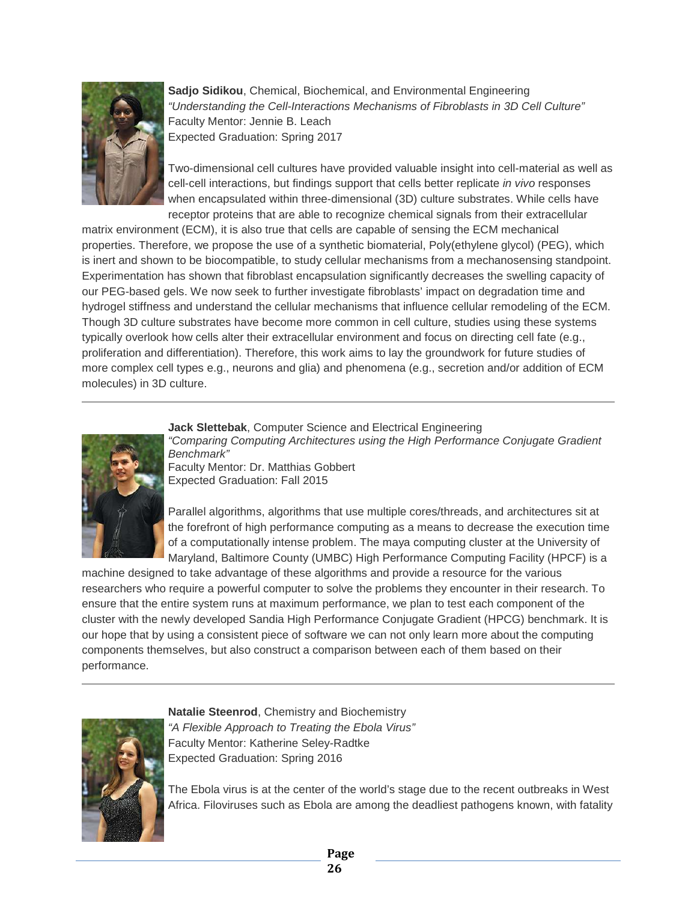**Sadjo Sidikou**, Chemical, Biochemical, and Environmental Engineering
*"Understanding the Cell-Interactions Mechanisms of Fibroblasts in 3D Cell Culture"*
Faculty Mentor: Jennie B. Leach
Expected Graduation: Spring 2017

Two-dimensional cell cultures have provided valuable insight into cell-material as well as cell-cell interactions, but findings support that cells better replicate *in vivo* responses when encapsulated within three-dimensional (3D) culture substrates. While cells have receptor proteins that are able to recognize chemical signals from their extracellular matrix environment (ECM), it is also true that cells are capable of sensing the ECM mechanical properties. Therefore, we propose the use of a synthetic biomaterial, Poly(ethylene glycol) (PEG), which is inert and shown to be biocompatible, to study cellular mechanisms from a mechanosensing standpoint. Experimentation has shown that fibroblast encapsulation significantly decreases the swelling capacity of our PEG-based gels. We now seek to further investigate fibroblasts' impact on degradation time and hydrogel stiffness and understand the cellular mechanisms that influence cellular remodeling of the ECM. Though 3D culture substrates have become more common in cell culture, studies using these systems typically overlook how cells alter their extracellular environment and focus on directing cell fate (e.g., proliferation and differentiation). Therefore, this work aims to lay the groundwork for future studies of more complex cell types e.g., neurons and glia) and phenomena (e.g., secretion and/or addition of ECM molecules) in 3D culture.

---

**Jack Slettebak**, Computer Science and Electrical Engineering
*"Comparing Computing Architectures using the High Performance Conjugate Gradient Benchmark"*
Faculty Mentor: Dr. Matthias Gobbert
Expected Graduation: Fall 2015

Parallel algorithms, algorithms that use multiple cores/threads, and architectures sit at the forefront of high performance computing as a means to decrease the execution time of a computationally intense problem. The maya computing cluster at the University of Maryland, Baltimore County (UMBC) High Performance Computing Facility (HPCF) is a machine designed to take advantage of these algorithms and provide a resource for the various researchers who require a powerful computer to solve the problems they encounter in their research. To ensure that the entire system runs at maximum performance, we plan to test each component of the cluster with the newly developed Sandia High Performance Conjugate Gradient (HPCG) benchmark. It is our hope that by using a consistent piece of software we can not only learn more about the computing components themselves, but also construct a comparison between each of them based on their performance.

---

**Natalie Steenrod**, Chemistry and Biochemistry
*"A Flexible Approach to Treating the Ebola Virus"*
Faculty Mentor: Katherine Seley-Radtke
Expected Graduation: Spring 2016

The Ebola virus is at the center of the world's stage due to the recent outbreaks in West Africa. Filoviruses such as Ebola are among the deadliest pathogens known, with fatality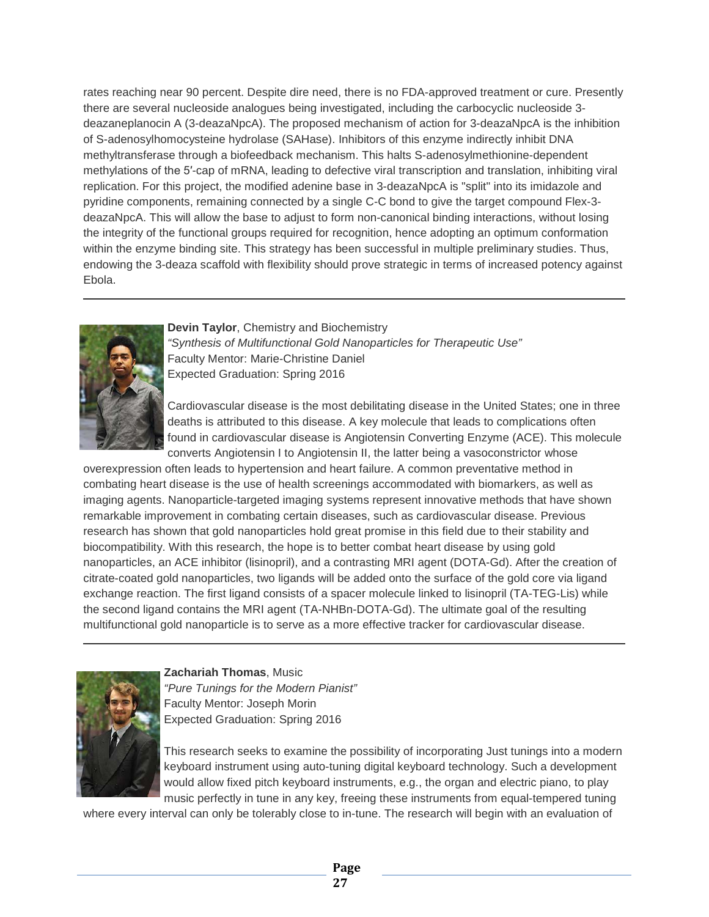rates reaching near 90 percent. Despite dire need, there is no FDA-approved treatment or cure. Presently there are several nucleoside analogues being investigated, including the carbocyclic nucleoside 3-deazaneplanocin A (3-deazaNpcA). The proposed mechanism of action for 3-deazaNpcA is the inhibition of S-adenosylhomocysteine hydrolase (SAHase). Inhibitors of this enzyme indirectly inhibit DNA methyltransferase through a biofeedback mechanism. This halts S-adenosylmethionine-dependent methylations of the 5′-cap of mRNA, leading to defective viral transcription and translation, inhibiting viral replication. For this project, the modified adenine base in 3-deazaNpcA is "split" into its imidazole and pyridine components, remaining connected by a single C-C bond to give the target compound Flex-3-deazaNpcA. This will allow the base to adjust to form non-canonical binding interactions, without losing the integrity of the functional groups required for recognition, hence adopting an optimum conformation within the enzyme binding site. This strategy has been successful in multiple preliminary studies. Thus, endowing the 3-deaza scaffold with flexibility should prove strategic in terms of increased potency against Ebola.

---

**Devin Taylor**, Chemistry and Biochemistry
*"Synthesis of Multifunctional Gold Nanoparticles for Therapeutic Use"*
Faculty Mentor: Marie-Christine Daniel
Expected Graduation: Spring 2016

Cardiovascular disease is the most debilitating disease in the United States; one in three deaths is attributed to this disease. A key molecule that leads to complications often found in cardiovascular disease is Angiotensin Converting Enzyme (ACE). This molecule converts Angiotensin I to Angiotensin II, the latter being a vasoconstrictor whose overexpression often leads to hypertension and heart failure. A common preventative method in combating heart disease is the use of health screenings accommodated with biomarkers, as well as imaging agents. Nanoparticle-targeted imaging systems represent innovative methods that have shown remarkable improvement in combating certain diseases, such as cardiovascular disease. Previous research has shown that gold nanoparticles hold great promise in this field due to their stability and biocompatibility. With this research, the hope is to better combat heart disease by using gold nanoparticles, an ACE inhibitor (lisinopril), and a contrasting MRI agent (DOTA-Gd). After the creation of citrate-coated gold nanoparticles, two ligands will be added onto the surface of the gold core via ligand exchange reaction. The first ligand consists of a spacer molecule linked to lisinopril (TA-TEG-Lis) while the second ligand contains the MRI agent (TA-NHBn-DOTA-Gd). The ultimate goal of the resulting multifunctional gold nanoparticle is to serve as a more effective tracker for cardiovascular disease.

---

**Zachariah Thomas**, Music
*"Pure Tunings for the Modern Pianist"*
Faculty Mentor: Joseph Morin
Expected Graduation: Spring 2016

This research seeks to examine the possibility of incorporating Just tunings into a modern keyboard instrument using auto-tuning digital keyboard technology. Such a development would allow fixed pitch keyboard instruments, e.g., the organ and electric piano, to play music perfectly in tune in any key, freeing these instruments from equal-tempered tuning where every interval can only be tolerably close to in-tune. The research will begin with an evaluation of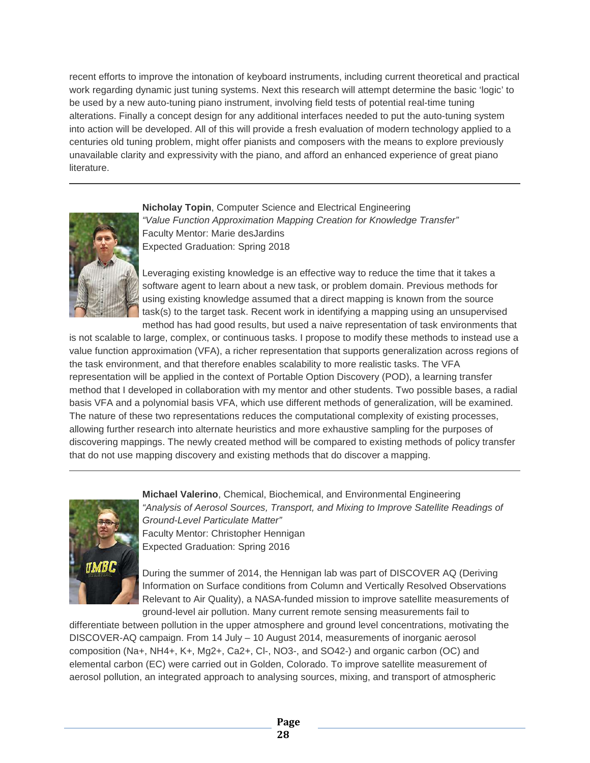recent efforts to improve the intonation of keyboard instruments, including current theoretical and practical work regarding dynamic just tuning systems. Next this research will attempt determine the basic 'logic' to be used by a new auto-tuning piano instrument, involving field tests of potential real-time tuning alterations. Finally a concept design for any additional interfaces needed to put the auto-tuning system into action will be developed. All of this will provide a fresh evaluation of modern technology applied to a centuries old tuning problem, might offer pianists and composers with the means to explore previously unavailable clarity and expressivity with the piano, and afford an enhanced experience of great piano literature.

---

**Nicholay Topin**, Computer Science and Electrical Engineering
*"Value Function Approximation Mapping Creation for Knowledge Transfer"*
Faculty Mentor: Marie desJardins
Expected Graduation: Spring 2018

Leveraging existing knowledge is an effective way to reduce the time that it takes a software agent to learn about a new task, or problem domain. Previous methods for using existing knowledge assumed that a direct mapping is known from the source task(s) to the target task. Recent work in identifying a mapping using an unsupervised method has had good results, but used a naive representation of task environments that is not scalable to large, complex, or continuous tasks. I propose to modify these methods to instead use a value function approximation (VFA), a richer representation that supports generalization across regions of the task environment, and that therefore enables scalability to more realistic tasks. The VFA representation will be applied in the context of Portable Option Discovery (POD), a learning transfer method that I developed in collaboration with my mentor and other students. Two possible bases, a radial basis VFA and a polynomial basis VFA, which use different methods of generalization, will be examined. The nature of these two representations reduces the computational complexity of existing processes, allowing further research into alternate heuristics and more exhaustive sampling for the purposes of discovering mappings. The newly created method will be compared to existing methods of policy transfer that do not use mapping discovery and existing methods that do discover a mapping.

---

**Michael Valerino**, Chemical, Biochemical, and Environmental Engineering
*"Analysis of Aerosol Sources, Transport, and Mixing to Improve Satellite Readings of Ground-Level Particulate Matter"*
Faculty Mentor: Christopher Hennigan
Expected Graduation: Spring 2016

During the summer of 2014, the Hennigan lab was part of DISCOVER AQ (Deriving Information on Surface conditions from Column and Vertically Resolved Observations Relevant to Air Quality), a NASA-funded mission to improve satellite measurements of ground-level air pollution. Many current remote sensing measurements fail to differentiate between pollution in the upper atmosphere and ground level concentrations, motivating the DISCOVER-AQ campaign. From 14 July – 10 August 2014, measurements of inorganic aerosol composition ($Na^+$, $NH_4^+$, $K^+$, $Mg^{2+}$, $Ca^{2+}$, $Cl^-$, $NO_3^-$, and $SO_4^{2-}$) and organic carbon (OC) and elemental carbon (EC) were carried out in Golden, Colorado. To improve satellite measurement of aerosol pollution, an integrated approach to analysing sources, mixing, and transport of atmospheric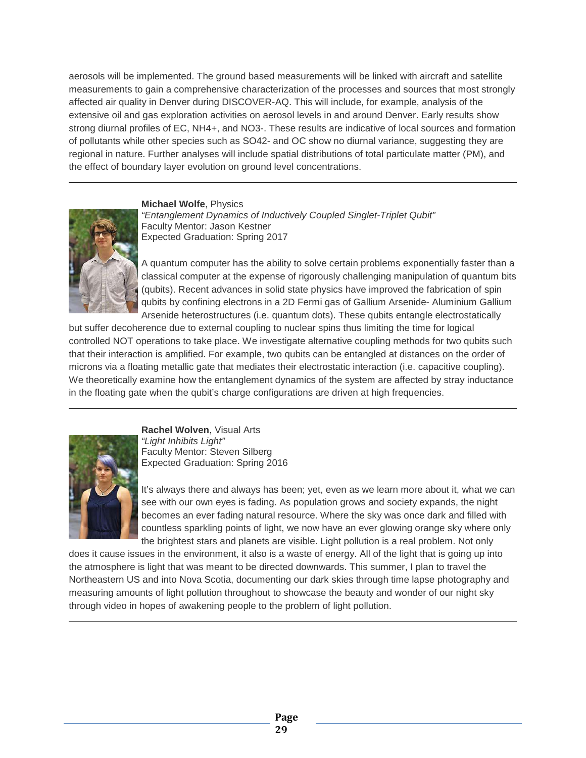aerosols will be implemented. The ground based measurements will be linked with aircraft and satellite measurements to gain a comprehensive characterization of the processes and sources that most strongly affected air quality in Denver during DISCOVER-AQ. This will include, for example, analysis of the extensive oil and gas exploration activities on aerosol levels in and around Denver. Early results show strong diurnal profiles of EC, $NH_4^+$, and $NO_3^-$. These results are indicative of local sources and formation of pollutants while other species such as $SO_4^{2-}$ and OC show no diurnal variance, suggesting they are regional in nature. Further analyses will include spatial distributions of total particulate matter (PM), and the effect of boundary layer evolution on ground level concentrations.

---

**Michael Wolfe**, Physics
*"Entanglement Dynamics of Inductively Coupled Singlet-Triplet Qubit"*
Faculty Mentor: Jason Kestner
Expected Graduation: Spring 2017

A quantum computer has the ability to solve certain problems exponentially faster than a classical computer at the expense of rigorously challenging manipulation of quantum bits (qubits). Recent advances in solid state physics have improved the fabrication of spin qubits by confining electrons in a 2D Fermi gas of Gallium Arsenide- Aluminium Gallium Arsenide heterostructures (i.e. quantum dots). These qubits entangle electrostatically but suffer decoherence due to external coupling to nuclear spins thus limiting the time for logical controlled NOT operations to take place. We investigate alternative coupling methods for two qubits such that their interaction is amplified. For example, two qubits can be entangled at distances on the order of microns via a floating metallic gate that mediates their electrostatic interaction (i.e. capacitive coupling). We theoretically examine how the entanglement dynamics of the system are affected by stray inductance in the floating gate when the qubit's charge configurations are driven at high frequencies.

---

**Rachel Wolven**, Visual Arts
*"Light Inhibits Light"*
Faculty Mentor: Steven Silberg
Expected Graduation: Spring 2016

It's always there and always has been; yet, even as we learn more about it, what we can see with our own eyes is fading. As population grows and society expands, the night becomes an ever fading natural resource. Where the sky was once dark and filled with countless sparkling points of light, we now have an ever glowing orange sky where only the brightest stars and planets are visible. Light pollution is a real problem. Not only does it cause issues in the environment, it also is a waste of energy. All of the light that is going up into the atmosphere is light that was meant to be directed downwards. This summer, I plan to travel the Northeastern US and into Nova Scotia, documenting our dark skies through time lapse photography and measuring amounts of light pollution throughout to showcase the beauty and wonder of our night sky through video in hopes of awakening people to the problem of light pollution.

---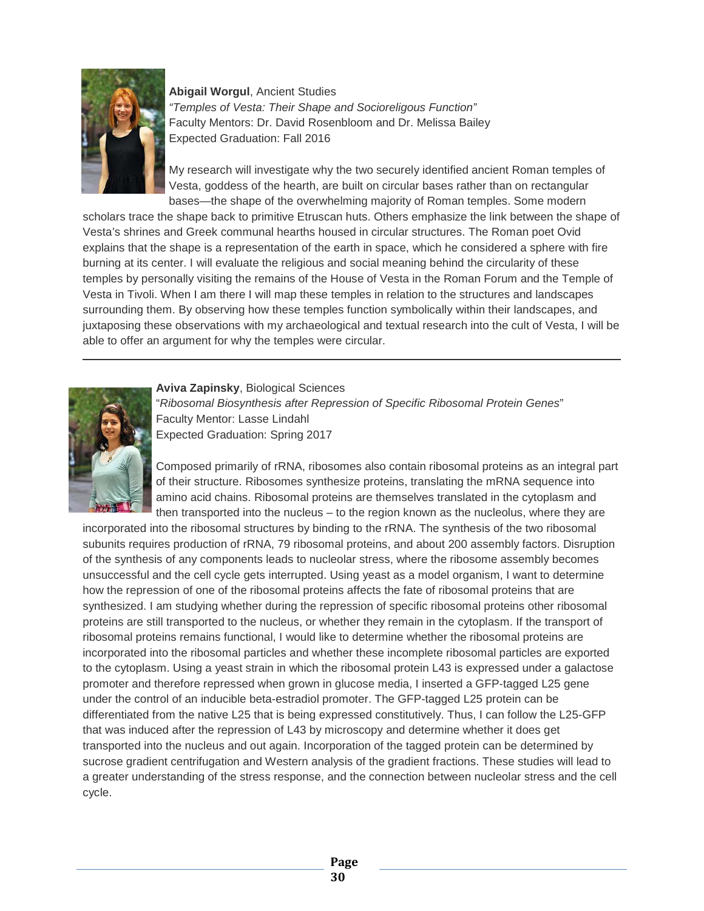**Abigail Worgul**, Ancient Studies
*"Temples of Vesta: Their Shape and Socioreligous Function"*
Faculty Mentors: Dr. David Rosenbloom and Dr. Melissa Bailey
Expected Graduation: Fall 2016

My research will investigate why the two securely identified ancient Roman temples of Vesta, goddess of the hearth, are built on circular bases rather than on rectangular bases—the shape of the overwhelming majority of Roman temples. Some modern scholars trace the shape back to primitive Etruscan huts. Others emphasize the link between the shape of Vesta's shrines and Greek communal hearths housed in circular structures. The Roman poet Ovid explains that the shape is a representation of the earth in space, which he considered a sphere with fire burning at its center. I will evaluate the religious and social meaning behind the circularity of these temples by personally visiting the remains of the House of Vesta in the Roman Forum and the Temple of Vesta in Tivoli. When I am there I will map these temples in relation to the structures and landscapes surrounding them. By observing how these temples function symbolically within their landscapes, and juxtaposing these observations with my archaeological and textual research into the cult of Vesta, I will be able to offer an argument for why the temples were circular.

---

**Aviva Zapinsky**, Biological Sciences
"*Ribosomal Biosynthesis after Repression of Specific Ribosomal Protein Genes*"
Faculty Mentor: Lasse Lindahl
Expected Graduation: Spring 2017

Composed primarily of rRNA, ribosomes also contain ribosomal proteins as an integral part of their structure. Ribosomes synthesize proteins, translating the mRNA sequence into amino acid chains. Ribosomal proteins are themselves translated in the cytoplasm and then transported into the nucleus – to the region known as the nucleolus, where they are incorporated into the ribosomal structures by binding to the rRNA. The synthesis of the two ribosomal subunits requires production of rRNA, 79 ribosomal proteins, and about 200 assembly factors. Disruption of the synthesis of any components leads to nucleolar stress, where the ribosome assembly becomes unsuccessful and the cell cycle gets interrupted. Using yeast as a model organism, I want to determine how the repression of one of the ribosomal proteins affects the fate of ribosomal proteins that are synthesized. I am studying whether during the repression of specific ribosomal proteins other ribosomal proteins are still transported to the nucleus, or whether they remain in the cytoplasm. If the transport of ribosomal proteins remains functional, I would like to determine whether the ribosomal proteins are incorporated into the ribosomal particles and whether these incomplete ribosomal particles are exported to the cytoplasm. Using a yeast strain in which the ribosomal protein L43 is expressed under a galactose promoter and therefore repressed when grown in glucose media, I inserted a GFP-tagged L25 gene under the control of an inducible beta-estradiol promoter. The GFP-tagged L25 protein can be differentiated from the native L25 that is being expressed constitutively. Thus, I can follow the L25-GFP that was induced after the repression of L43 by microscopy and determine whether it does get transported into the nucleus and out again. Incorporation of the tagged protein can be determined by sucrose gradient centrifugation and Western analysis of the gradient fractions. These studies will lead to a greater understanding of the stress response, and the connection between nucleolar stress and the cell cycle.